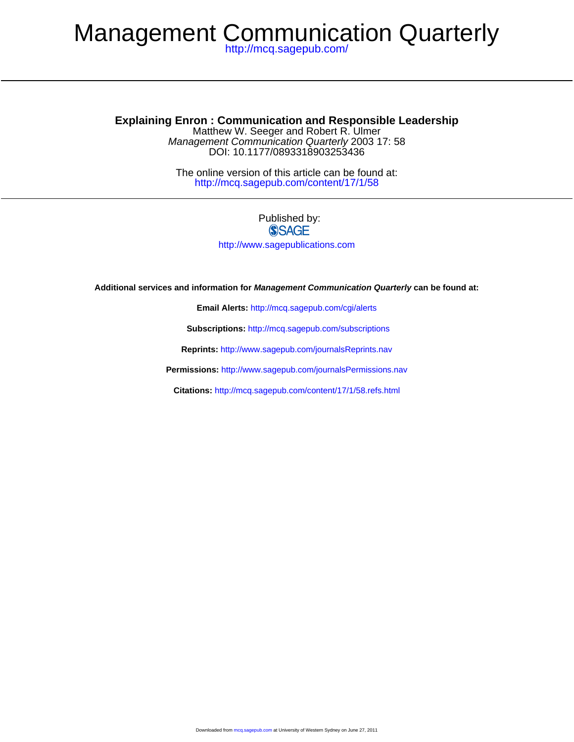# Management Communication Quarterly

http://mcq.sagepub.com/

## Explaining Enron : Communication and Responsible Leadership

Matthew W. Seeger and Robert R. Ulmer

*Management Communication Quarterly* 2003 17: 58

DOI: 10.1177/0893318903253436

The online version of this article can be found at:

http://mcq.sagepub.com/content/17/1/58

Published by:

SAGE

http://www.sagepublications.com

**Additional services and information for *Management Communication Quarterly* can be found at:**

**Email Alerts:** http://mcq.sagepub.com/cgi/alerts

**Subscriptions:** http://mcq.sagepub.com/subscriptions

**Reprints:** http://www.sagepub.com/journalsReprints.nav

**Permissions:** http://www.sagepub.com/journalsPermissions.nav

**Citations:** http://mcq.sagepub.com/content/17/1/58.refs.html

Downloaded from mcq.sagepub.com at University of Western Sydney on June 27, 2011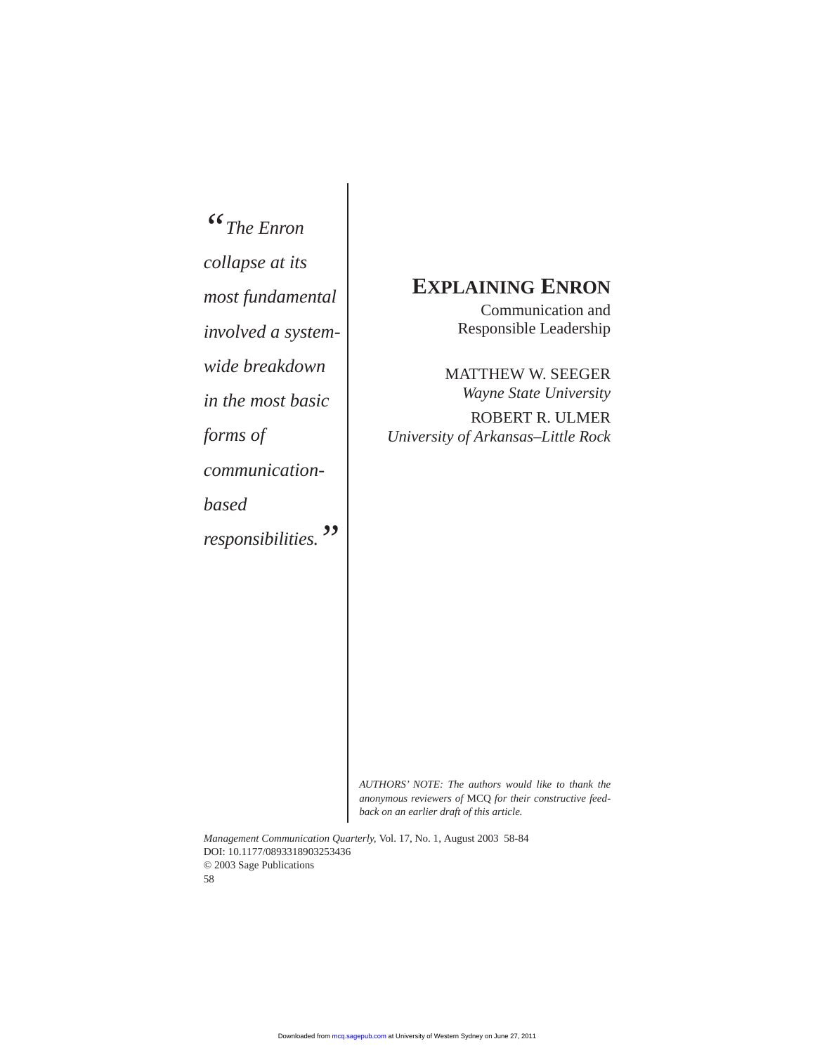# EXPLAINING ENRON

## Communication and Responsible Leadership

MATTHEW W. SEEGER
*Wayne State University*

ROBERT R. ULMER
*University of Arkansas–Little Rock*

> *"The Enron collapse at its most fundamental involved a system-wide breakdown in the most basic forms of communication-based responsibilities."*

*AUTHORS' NOTE: The authors would like to thank the anonymous reviewers of* MCQ *for their constructive feedback on an earlier draft of this article.*

*Management Communication Quarterly*, Vol. 17, No. 1, August 2003 58-84
DOI: 10.1177/0893318903253436
© 2003 Sage Publications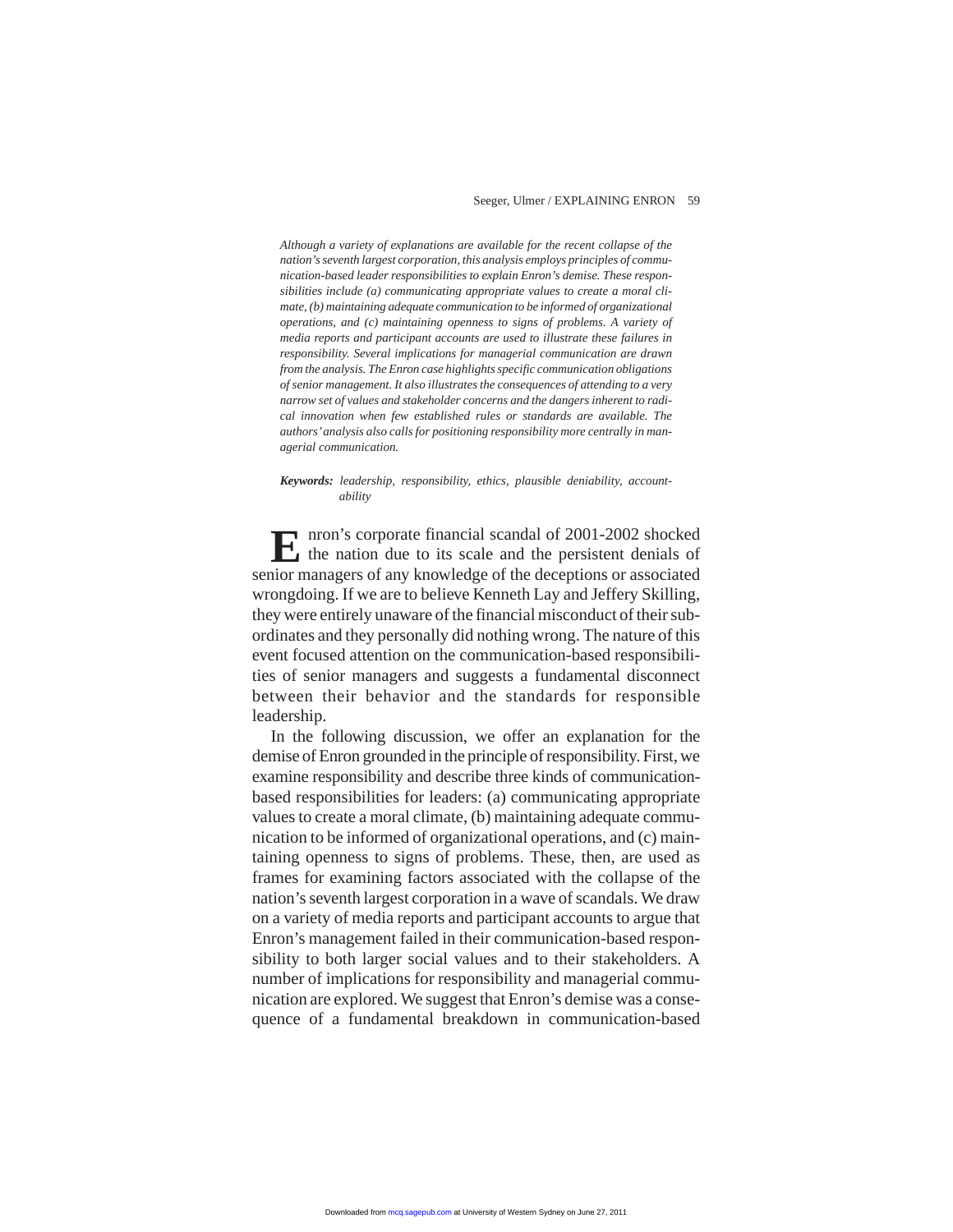*Although a variety of explanations are available for the recent collapse of the nation's seventh largest corporation, this analysis employs principles of communication-based leader responsibilities to explain Enron's demise. These responsibilities include (a) communicating appropriate values to create a moral climate, (b) maintaining adequate communication to be informed of organizational operations, and (c) maintaining openness to signs of problems. A variety of media reports and participant accounts are used to illustrate these failures in responsibility. Several implications for managerial communication are drawn from the analysis. The Enron case highlights specific communication obligations of senior management. It also illustrates the consequences of attending to a very narrow set of values and stakeholder concerns and the dangers inherent to radical innovation when few established rules or standards are available. The authors' analysis also calls for positioning responsibility more centrally in managerial communication.*

***Keywords:*** *leadership, responsibility, ethics, plausible deniability, accountability*

Enron's corporate financial scandal of 2001-2002 shocked the nation due to its scale and the persistent denials of senior managers of any knowledge of the deceptions or associated wrongdoing. If we are to believe Kenneth Lay and Jeffery Skilling, they were entirely unaware of the financial misconduct of their subordinates and they personally did nothing wrong. The nature of this event focused attention on the communication-based responsibilities of senior managers and suggests a fundamental disconnect between their behavior and the standards for responsible leadership.

In the following discussion, we offer an explanation for the demise of Enron grounded in the principle of responsibility. First, we examine responsibility and describe three kinds of communication-based responsibilities for leaders: (a) communicating appropriate values to create a moral climate, (b) maintaining adequate communication to be informed of organizational operations, and (c) maintaining openness to signs of problems. These, then, are used as frames for examining factors associated with the collapse of the nation's seventh largest corporation in a wave of scandals. We draw on a variety of media reports and participant accounts to argue that Enron's management failed in their communication-based responsibility to both larger social values and to their stakeholders. A number of implications for responsibility and managerial communication are explored. We suggest that Enron's demise was a consequence of a fundamental breakdown in communication-based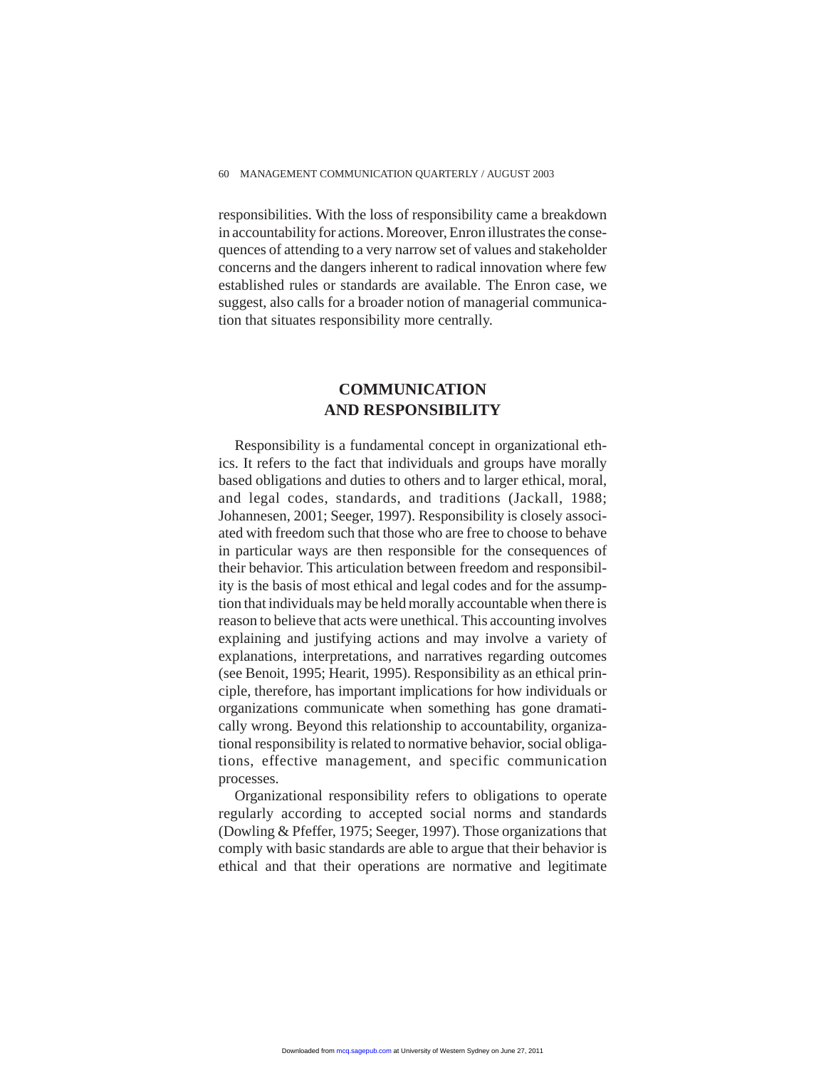responsibilities. With the loss of responsibility came a breakdown in accountability for actions. Moreover, Enron illustrates the consequences of attending to a very narrow set of values and stakeholder concerns and the dangers inherent to radical innovation where few established rules or standards are available. The Enron case, we suggest, also calls for a broader notion of managerial communication that situates responsibility more centrally.

## COMMUNICATION AND RESPONSIBILITY

Responsibility is a fundamental concept in organizational ethics. It refers to the fact that individuals and groups have morally based obligations and duties to others and to larger ethical, moral, and legal codes, standards, and traditions (Jackall, 1988; Johannesen, 2001; Seeger, 1997). Responsibility is closely associated with freedom such that those who are free to choose to behave in particular ways are then responsible for the consequences of their behavior. This articulation between freedom and responsibility is the basis of most ethical and legal codes and for the assumption that individuals may be held morally accountable when there is reason to believe that acts were unethical. This accounting involves explaining and justifying actions and may involve a variety of explanations, interpretations, and narratives regarding outcomes (see Benoit, 1995; Hearit, 1995). Responsibility as an ethical principle, therefore, has important implications for how individuals or organizations communicate when something has gone dramatically wrong. Beyond this relationship to accountability, organizational responsibility is related to normative behavior, social obligations, effective management, and specific communication processes.

Organizational responsibility refers to obligations to operate regularly according to accepted social norms and standards (Dowling & Pfeffer, 1975; Seeger, 1997). Those organizations that comply with basic standards are able to argue that their behavior is ethical and that their operations are normative and legitimate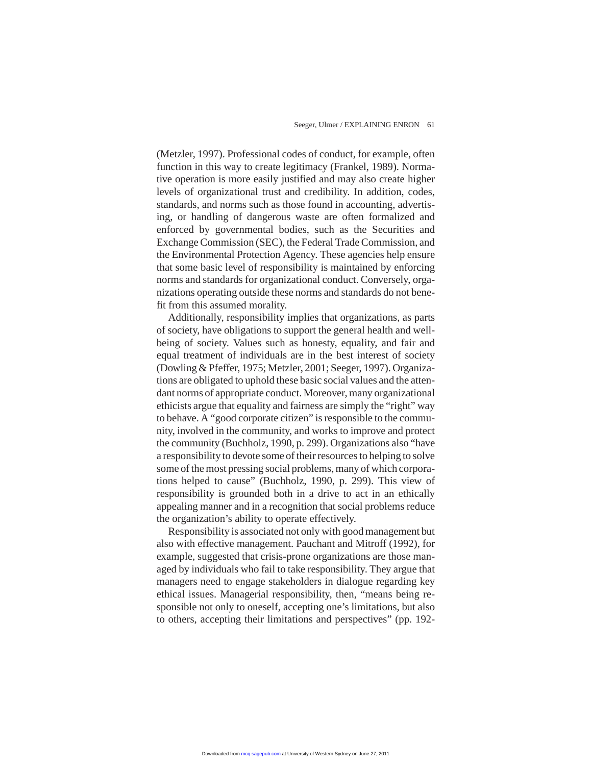(Metzler, 1997). Professional codes of conduct, for example, often function in this way to create legitimacy (Frankel, 1989). Normative operation is more easily justified and may also create higher levels of organizational trust and credibility. In addition, codes, standards, and norms such as those found in accounting, advertising, or handling of dangerous waste are often formalized and enforced by governmental bodies, such as the Securities and Exchange Commission (SEC), the Federal Trade Commission, and the Environmental Protection Agency. These agencies help ensure that some basic level of responsibility is maintained by enforcing norms and standards for organizational conduct. Conversely, organizations operating outside these norms and standards do not benefit from this assumed morality.

Additionally, responsibility implies that organizations, as parts of society, have obligations to support the general health and well-being of society. Values such as honesty, equality, and fair and equal treatment of individuals are in the best interest of society (Dowling & Pfeffer, 1975; Metzler, 2001; Seeger, 1997). Organizations are obligated to uphold these basic social values and the attendant norms of appropriate conduct. Moreover, many organizational ethicists argue that equality and fairness are simply the "right" way to behave. A "good corporate citizen" is responsible to the community, involved in the community, and works to improve and protect the community (Buchholz, 1990, p. 299). Organizations also "have a responsibility to devote some of their resources to helping to solve some of the most pressing social problems, many of which corporations helped to cause" (Buchholz, 1990, p. 299). This view of responsibility is grounded both in a drive to act in an ethically appealing manner and in a recognition that social problems reduce the organization's ability to operate effectively.

Responsibility is associated not only with good management but also with effective management. Pauchant and Mitroff (1992), for example, suggested that crisis-prone organizations are those managed by individuals who fail to take responsibility. They argue that managers need to engage stakeholders in dialogue regarding key ethical issues. Managerial responsibility, then, "means being responsible not only to oneself, accepting one's limitations, but also to others, accepting their limitations and perspectives" (pp. 192-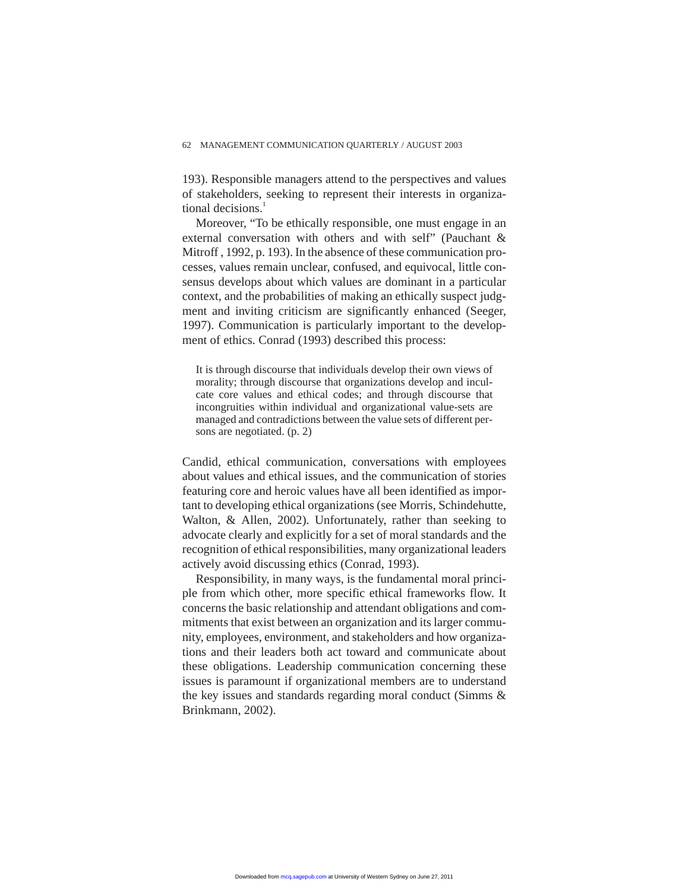193). Responsible managers attend to the perspectives and values of stakeholders, seeking to represent their interests in organizational decisions.[1]

Moreover, "To be ethically responsible, one must engage in an external conversation with others and with self" (Pauchant & Mitroff , 1992, p. 193). In the absence of these communication processes, values remain unclear, confused, and equivocal, little consensus develops about which values are dominant in a particular context, and the probabilities of making an ethically suspect judgment and inviting criticism are significantly enhanced (Seeger, 1997). Communication is particularly important to the development of ethics. Conrad (1993) described this process:

> It is through discourse that individuals develop their own views of morality; through discourse that organizations develop and inculcate core values and ethical codes; and through discourse that incongruities within individual and organizational value-sets are managed and contradictions between the value sets of different persons are negotiated. (p. 2)

Candid, ethical communication, conversations with employees about values and ethical issues, and the communication of stories featuring core and heroic values have all been identified as important to developing ethical organizations (see Morris, Schindehutte, Walton, & Allen, 2002). Unfortunately, rather than seeking to advocate clearly and explicitly for a set of moral standards and the recognition of ethical responsibilities, many organizational leaders actively avoid discussing ethics (Conrad, 1993).

Responsibility, in many ways, is the fundamental moral principle from which other, more specific ethical frameworks flow. It concerns the basic relationship and attendant obligations and commitments that exist between an organization and its larger community, employees, environment, and stakeholders and how organizations and their leaders both act toward and communicate about these obligations. Leadership communication concerning these issues is paramount if organizational members are to understand the key issues and standards regarding moral conduct (Simms & Brinkmann, 2002).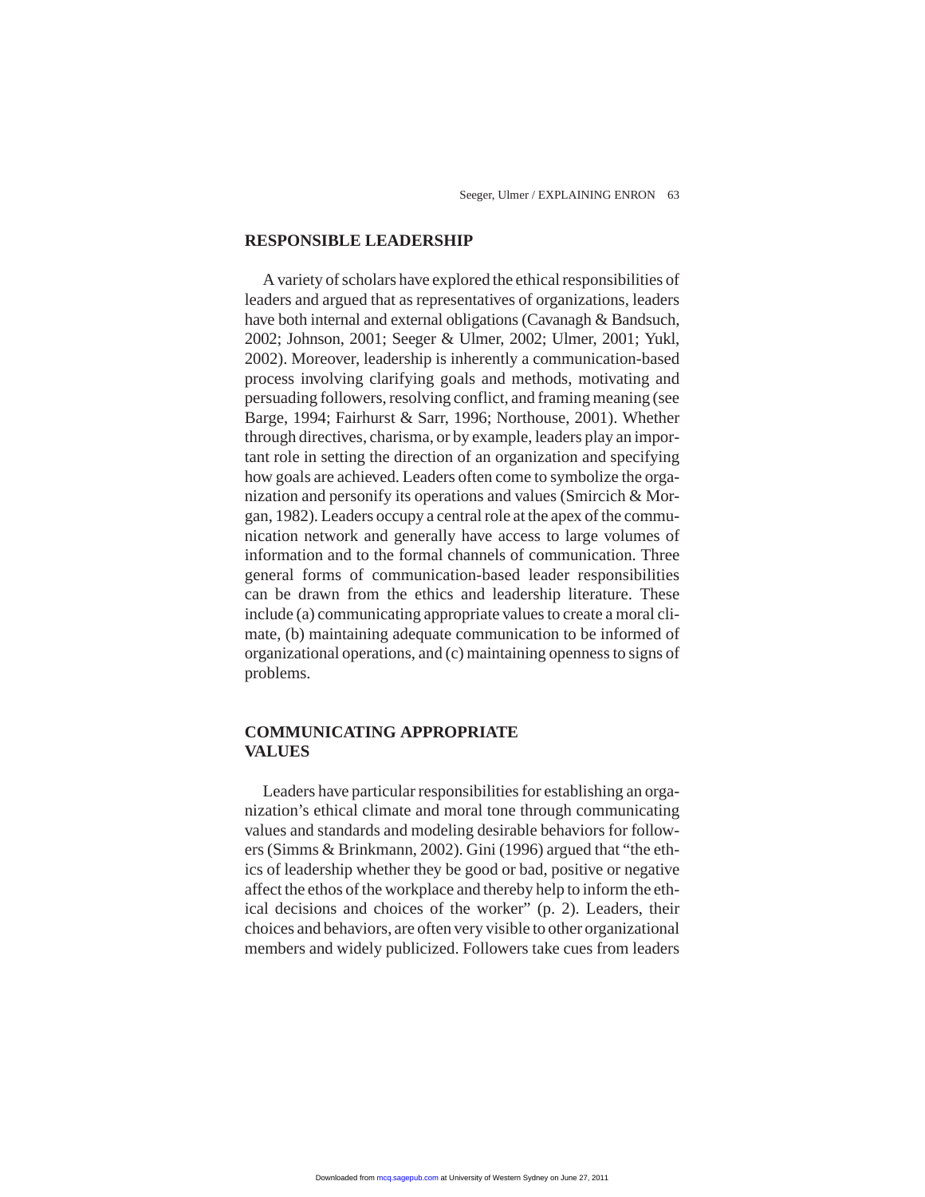## RESPONSIBLE LEADERSHIP

A variety of scholars have explored the ethical responsibilities of leaders and argued that as representatives of organizations, leaders have both internal and external obligations (Cavanagh & Bandsuch, 2002; Johnson, 2001; Seeger & Ulmer, 2002; Ulmer, 2001; Yukl, 2002). Moreover, leadership is inherently a communication-based process involving clarifying goals and methods, motivating and persuading followers, resolving conflict, and framing meaning (see Barge, 1994; Fairhurst & Sarr, 1996; Northouse, 2001). Whether through directives, charisma, or by example, leaders play an important role in setting the direction of an organization and specifying how goals are achieved. Leaders often come to symbolize the organization and personify its operations and values (Smircich & Morgan, 1982). Leaders occupy a central role at the apex of the communication network and generally have access to large volumes of information and to the formal channels of communication. Three general forms of communication-based leader responsibilities can be drawn from the ethics and leadership literature. These include (a) communicating appropriate values to create a moral climate, (b) maintaining adequate communication to be informed of organizational operations, and (c) maintaining openness to signs of problems.

## COMMUNICATING APPROPRIATE VALUES

Leaders have particular responsibilities for establishing an organization's ethical climate and moral tone through communicating values and standards and modeling desirable behaviors for followers (Simms & Brinkmann, 2002). Gini (1996) argued that "the ethics of leadership whether they be good or bad, positive or negative affect the ethos of the workplace and thereby help to inform the ethical decisions and choices of the worker" (p. 2). Leaders, their choices and behaviors, are often very visible to other organizational members and widely publicized. Followers take cues from leaders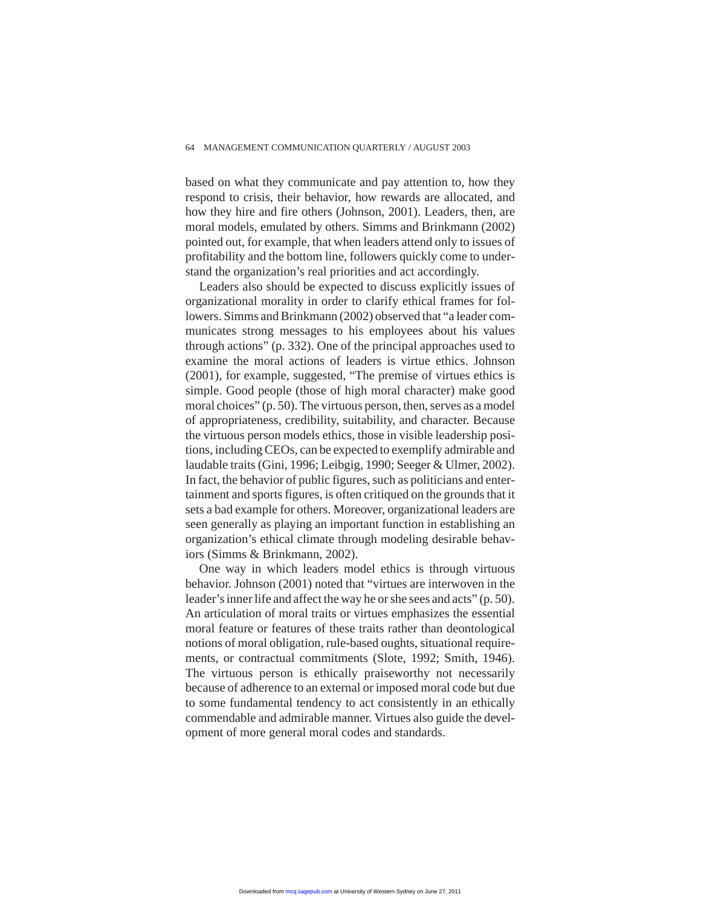based on what they communicate and pay attention to, how they respond to crisis, their behavior, how rewards are allocated, and how they hire and fire others (Johnson, 2001). Leaders, then, are moral models, emulated by others. Simms and Brinkmann (2002) pointed out, for example, that when leaders attend only to issues of profitability and the bottom line, followers quickly come to understand the organization's real priorities and act accordingly.

Leaders also should be expected to discuss explicitly issues of organizational morality in order to clarify ethical frames for followers. Simms and Brinkmann (2002) observed that "a leader communicates strong messages to his employees about his values through actions" (p. 332). One of the principal approaches used to examine the moral actions of leaders is virtue ethics. Johnson (2001), for example, suggested, "The premise of virtues ethics is simple. Good people (those of high moral character) make good moral choices" (p. 50). The virtuous person, then, serves as a model of appropriateness, credibility, suitability, and character. Because the virtuous person models ethics, those in visible leadership positions, including CEOs, can be expected to exemplify admirable and laudable traits (Gini, 1996; Leibgig, 1990; Seeger & Ulmer, 2002). In fact, the behavior of public figures, such as politicians and entertainment and sports figures, is often critiqued on the grounds that it sets a bad example for others. Moreover, organizational leaders are seen generally as playing an important function in establishing an organization's ethical climate through modeling desirable behaviors (Simms & Brinkmann, 2002).

One way in which leaders model ethics is through virtuous behavior. Johnson (2001) noted that "virtues are interwoven in the leader's inner life and affect the way he or she sees and acts" (p. 50). An articulation of moral traits or virtues emphasizes the essential moral feature or features of these traits rather than deontological notions of moral obligation, rule-based oughts, situational requirements, or contractual commitments (Slote, 1992; Smith, 1946). The virtuous person is ethically praiseworthy not necessarily because of adherence to an external or imposed moral code but due to some fundamental tendency to act consistently in an ethically commendable and admirable manner. Virtues also guide the development of more general moral codes and standards.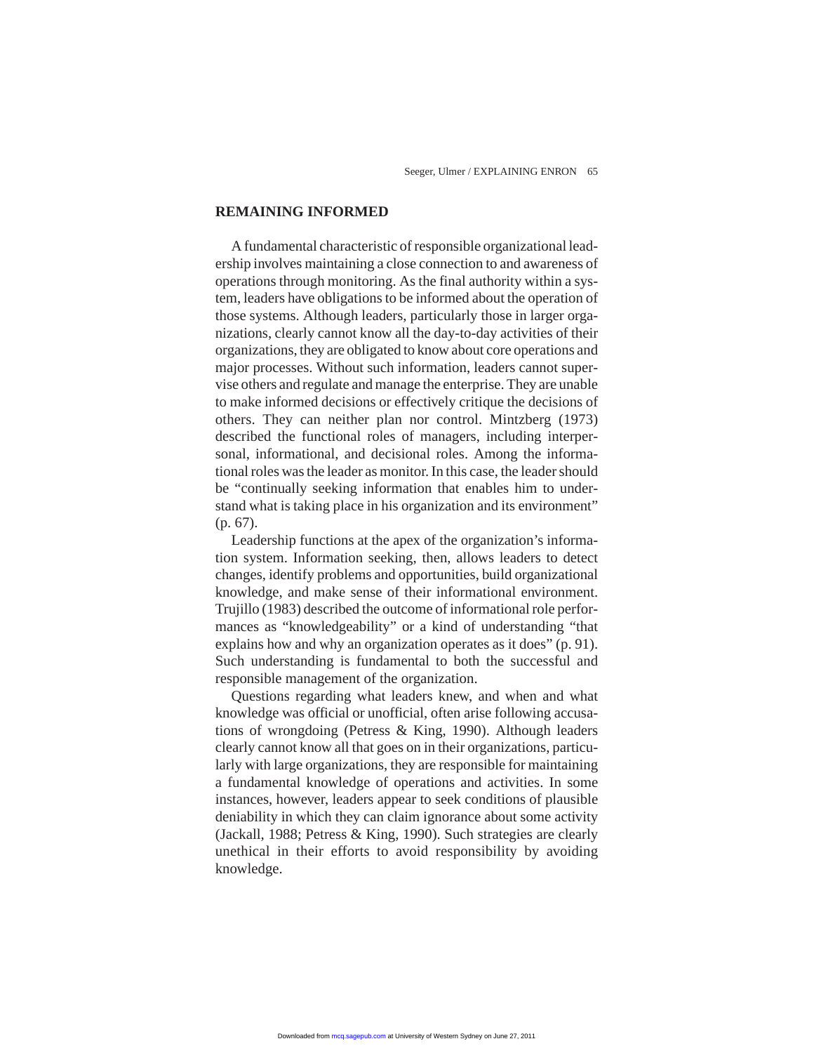## REMAINING INFORMED

A fundamental characteristic of responsible organizational leadership involves maintaining a close connection to and awareness of operations through monitoring. As the final authority within a system, leaders have obligations to be informed about the operation of those systems. Although leaders, particularly those in larger organizations, clearly cannot know all the day-to-day activities of their organizations, they are obligated to know about core operations and major processes. Without such information, leaders cannot supervise others and regulate and manage the enterprise. They are unable to make informed decisions or effectively critique the decisions of others. They can neither plan nor control. Mintzberg (1973) described the functional roles of managers, including interpersonal, informational, and decisional roles. Among the informational roles was the leader as monitor. In this case, the leader should be "continually seeking information that enables him to understand what is taking place in his organization and its environment" (p. 67).

Leadership functions at the apex of the organization's information system. Information seeking, then, allows leaders to detect changes, identify problems and opportunities, build organizational knowledge, and make sense of their informational environment. Trujillo (1983) described the outcome of informational role performances as "knowledgeability" or a kind of understanding "that explains how and why an organization operates as it does" (p. 91). Such understanding is fundamental to both the successful and responsible management of the organization.

Questions regarding what leaders knew, and when and what knowledge was official or unofficial, often arise following accusations of wrongdoing (Petress & King, 1990). Although leaders clearly cannot know all that goes on in their organizations, particularly with large organizations, they are responsible for maintaining a fundamental knowledge of operations and activities. In some instances, however, leaders appear to seek conditions of plausible deniability in which they can claim ignorance about some activity (Jackall, 1988; Petress & King, 1990). Such strategies are clearly unethical in their efforts to avoid responsibility by avoiding knowledge.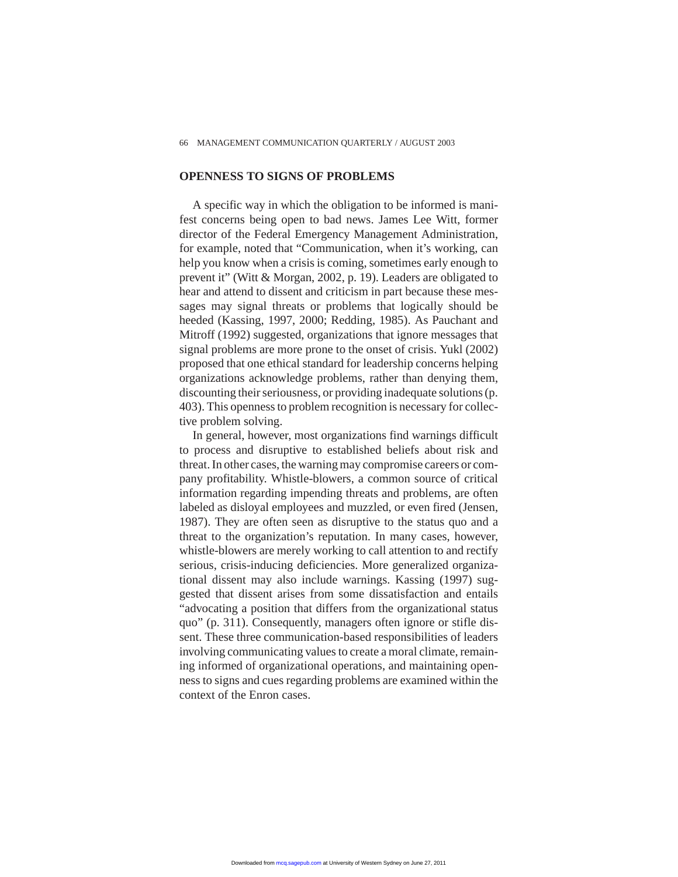## OPENNESS TO SIGNS OF PROBLEMS

A specific way in which the obligation to be informed is manifest concerns being open to bad news. James Lee Witt, former director of the Federal Emergency Management Administration, for example, noted that "Communication, when it's working, can help you know when a crisis is coming, sometimes early enough to prevent it" (Witt & Morgan, 2002, p. 19). Leaders are obligated to hear and attend to dissent and criticism in part because these messages may signal threats or problems that logically should be heeded (Kassing, 1997, 2000; Redding, 1985). As Pauchant and Mitroff (1992) suggested, organizations that ignore messages that signal problems are more prone to the onset of crisis. Yukl (2002) proposed that one ethical standard for leadership concerns helping organizations acknowledge problems, rather than denying them, discounting their seriousness, or providing inadequate solutions (p. 403). This openness to problem recognition is necessary for collective problem solving.

In general, however, most organizations find warnings difficult to process and disruptive to established beliefs about risk and threat. In other cases, the warning may compromise careers or company profitability. Whistle-blowers, a common source of critical information regarding impending threats and problems, are often labeled as disloyal employees and muzzled, or even fired (Jensen, 1987). They are often seen as disruptive to the status quo and a threat to the organization's reputation. In many cases, however, whistle-blowers are merely working to call attention to and rectify serious, crisis-inducing deficiencies. More generalized organizational dissent may also include warnings. Kassing (1997) suggested that dissent arises from some dissatisfaction and entails "advocating a position that differs from the organizational status quo" (p. 311). Consequently, managers often ignore or stifle dissent. These three communication-based responsibilities of leaders involving communicating values to create a moral climate, remaining informed of organizational operations, and maintaining openness to signs and cues regarding problems are examined within the context of the Enron cases.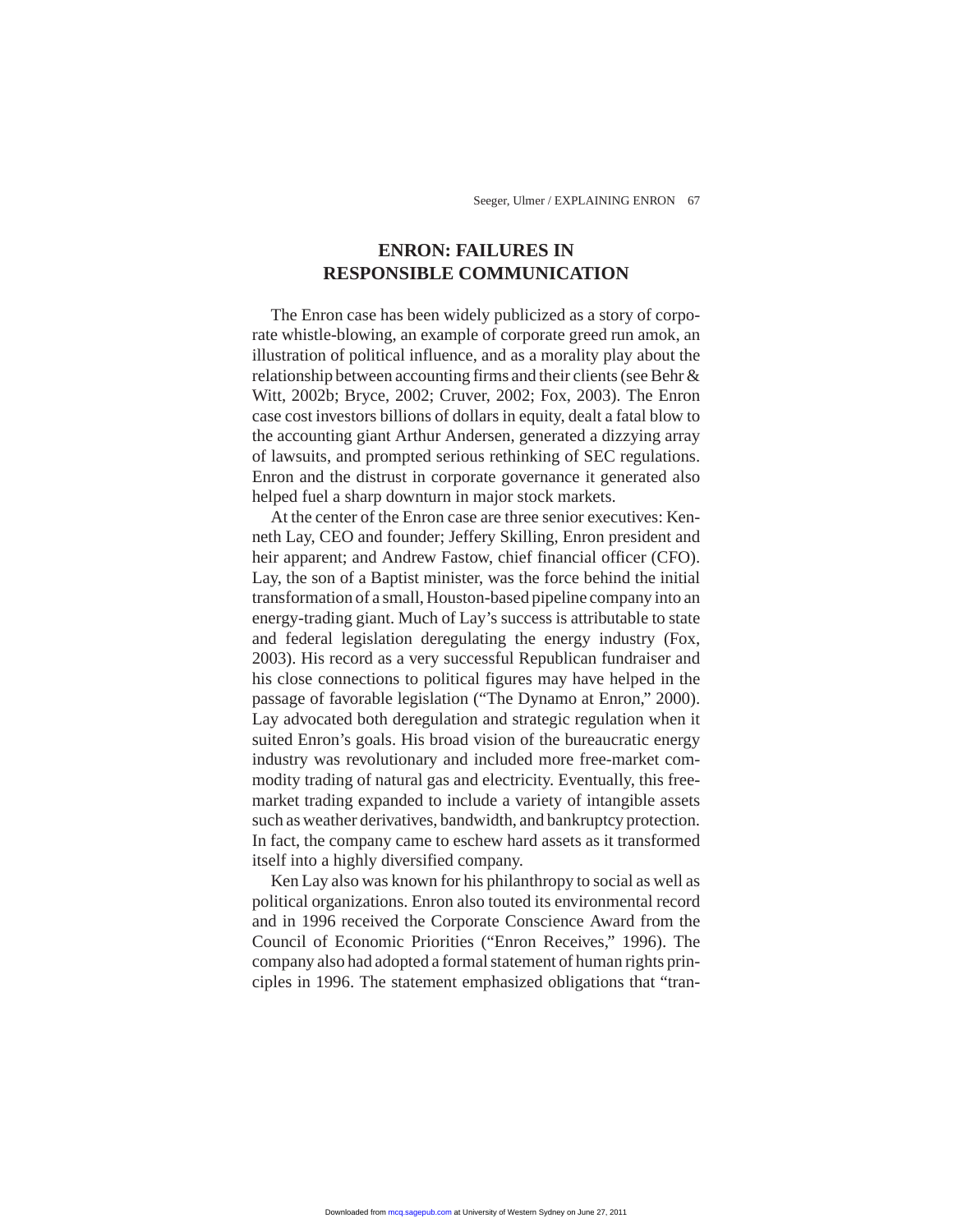## ENRON: FAILURES IN RESPONSIBLE COMMUNICATION

The Enron case has been widely publicized as a story of corporate whistle-blowing, an example of corporate greed run amok, an illustration of political influence, and as a morality play about the relationship between accounting firms and their clients (see Behr & Witt, 2002b; Bryce, 2002; Cruver, 2002; Fox, 2003). The Enron case cost investors billions of dollars in equity, dealt a fatal blow to the accounting giant Arthur Andersen, generated a dizzying array of lawsuits, and prompted serious rethinking of SEC regulations. Enron and the distrust in corporate governance it generated also helped fuel a sharp downturn in major stock markets.

At the center of the Enron case are three senior executives: Kenneth Lay, CEO and founder; Jeffery Skilling, Enron president and heir apparent; and Andrew Fastow, chief financial officer (CFO). Lay, the son of a Baptist minister, was the force behind the initial transformation of a small, Houston-based pipeline company into an energy-trading giant. Much of Lay's success is attributable to state and federal legislation deregulating the energy industry (Fox, 2003). His record as a very successful Republican fundraiser and his close connections to political figures may have helped in the passage of favorable legislation ("The Dynamo at Enron," 2000). Lay advocated both deregulation and strategic regulation when it suited Enron's goals. His broad vision of the bureaucratic energy industry was revolutionary and included more free-market commodity trading of natural gas and electricity. Eventually, this free-market trading expanded to include a variety of intangible assets such as weather derivatives, bandwidth, and bankruptcy protection. In fact, the company came to eschew hard assets as it transformed itself into a highly diversified company.

Ken Lay also was known for his philanthropy to social as well as political organizations. Enron also touted its environmental record and in 1996 received the Corporate Conscience Award from the Council of Economic Priorities ("Enron Receives," 1996). The company also had adopted a formal statement of human rights principles in 1996. The statement emphasized obligations that "tran-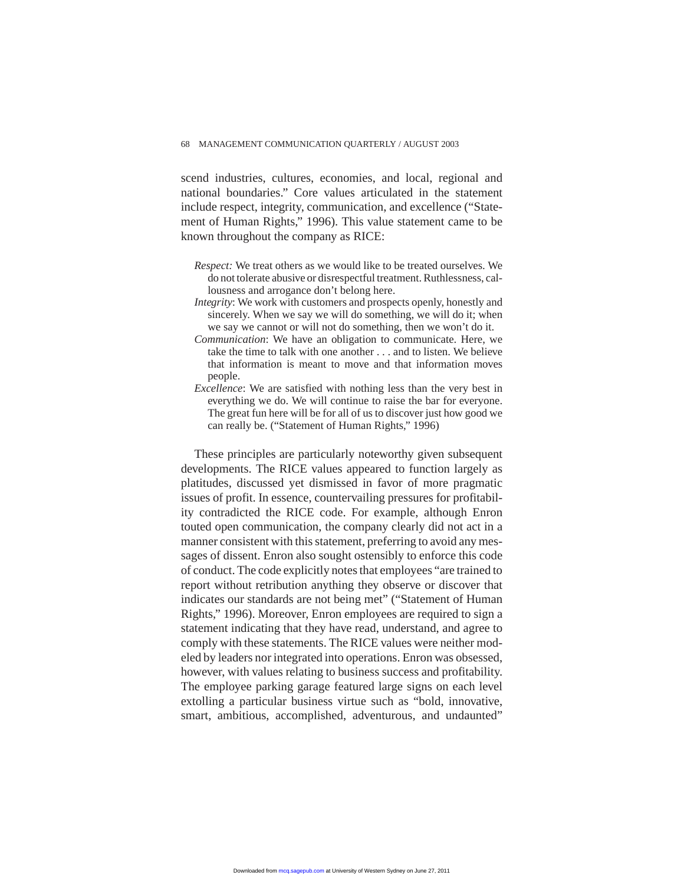scend industries, cultures, economies, and local, regional and national boundaries." Core values articulated in the statement include respect, integrity, communication, and excellence ("Statement of Human Rights," 1996). This value statement came to be known throughout the company as RICE:

> *Respect:* We treat others as we would like to be treated ourselves. We do not tolerate abusive or disrespectful treatment. Ruthlessness, callousness and arrogance don't belong here.
>
> *Integrity*: We work with customers and prospects openly, honestly and sincerely. When we say we will do something, we will do it; when we say we cannot or will not do something, then we won't do it.
>
> *Communication*: We have an obligation to communicate. Here, we take the time to talk with one another . . . and to listen. We believe that information is meant to move and that information moves people.
>
> *Excellence*: We are satisfied with nothing less than the very best in everything we do. We will continue to raise the bar for everyone. The great fun here will be for all of us to discover just how good we can really be. ("Statement of Human Rights," 1996)

These principles are particularly noteworthy given subsequent developments. The RICE values appeared to function largely as platitudes, discussed yet dismissed in favor of more pragmatic issues of profit. In essence, countervailing pressures for profitability contradicted the RICE code. For example, although Enron touted open communication, the company clearly did not act in a manner consistent with this statement, preferring to avoid any messages of dissent. Enron also sought ostensibly to enforce this code of conduct. The code explicitly notes that employees "are trained to report without retribution anything they observe or discover that indicates our standards are not being met" ("Statement of Human Rights," 1996). Moreover, Enron employees are required to sign a statement indicating that they have read, understand, and agree to comply with these statements. The RICE values were neither modeled by leaders nor integrated into operations. Enron was obsessed, however, with values relating to business success and profitability. The employee parking garage featured large signs on each level extolling a particular business virtue such as "bold, innovative, smart, ambitious, accomplished, adventurous, and undaunted"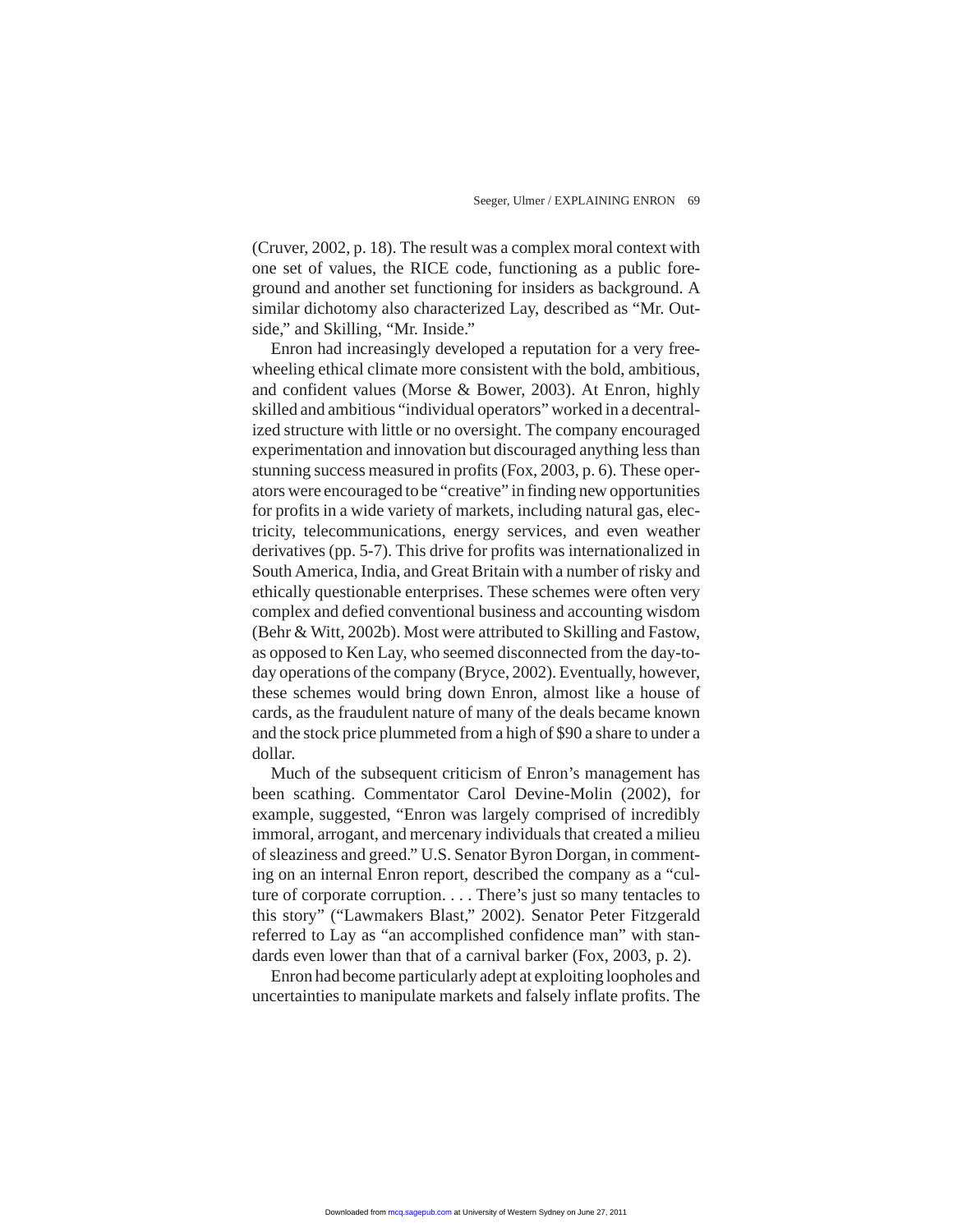(Cruver, 2002, p. 18). The result was a complex moral context with one set of values, the RICE code, functioning as a public foreground and another set functioning for insiders as background. A similar dichotomy also characterized Lay, described as "Mr. Outside," and Skilling, "Mr. Inside."

Enron had increasingly developed a reputation for a very freewheeling ethical climate more consistent with the bold, ambitious, and confident values (Morse & Bower, 2003). At Enron, highly skilled and ambitious "individual operators" worked in a decentralized structure with little or no oversight. The company encouraged experimentation and innovation but discouraged anything less than stunning success measured in profits (Fox, 2003, p. 6). These operators were encouraged to be "creative" in finding new opportunities for profits in a wide variety of markets, including natural gas, electricity, telecommunications, energy services, and even weather derivatives (pp. 5-7). This drive for profits was internationalized in South America, India, and Great Britain with a number of risky and ethically questionable enterprises. These schemes were often very complex and defied conventional business and accounting wisdom (Behr & Witt, 2002b). Most were attributed to Skilling and Fastow, as opposed to Ken Lay, who seemed disconnected from the day-to-day operations of the company (Bryce, 2002). Eventually, however, these schemes would bring down Enron, almost like a house of cards, as the fraudulent nature of many of the deals became known and the stock price plummeted from a high of $90 a share to under a dollar.

Much of the subsequent criticism of Enron's management has been scathing. Commentator Carol Devine-Molin (2002), for example, suggested, "Enron was largely comprised of incredibly immoral, arrogant, and mercenary individuals that created a milieu of sleaziness and greed." U.S. Senator Byron Dorgan, in commenting on an internal Enron report, described the company as a "culture of corporate corruption. . . . There's just so many tentacles to this story" ("Lawmakers Blast," 2002). Senator Peter Fitzgerald referred to Lay as "an accomplished confidence man" with standards even lower than that of a carnival barker (Fox, 2003, p. 2).

Enron had become particularly adept at exploiting loopholes and uncertainties to manipulate markets and falsely inflate profits. The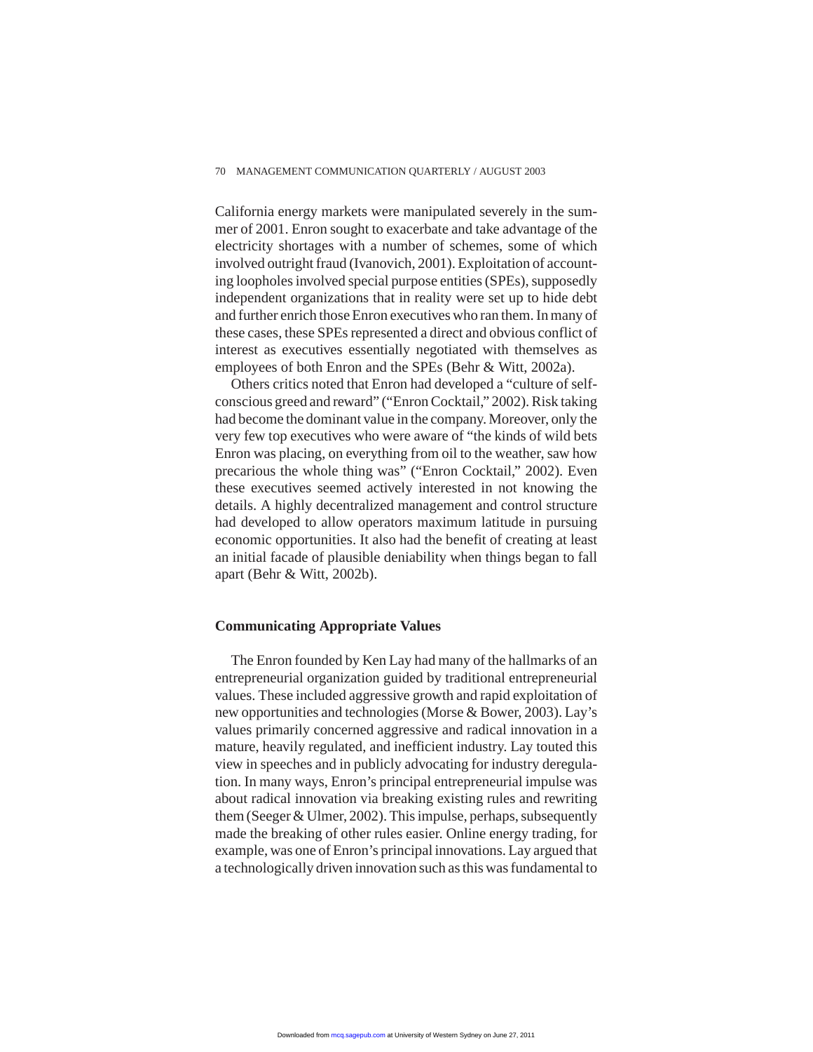California energy markets were manipulated severely in the summer of 2001. Enron sought to exacerbate and take advantage of the electricity shortages with a number of schemes, some of which involved outright fraud (Ivanovich, 2001). Exploitation of accounting loopholes involved special purpose entities (SPEs), supposedly independent organizations that in reality were set up to hide debt and further enrich those Enron executives who ran them. In many of these cases, these SPEs represented a direct and obvious conflict of interest as executives essentially negotiated with themselves as employees of both Enron and the SPEs (Behr & Witt, 2002a).

Others critics noted that Enron had developed a "culture of self-conscious greed and reward" ("Enron Cocktail," 2002). Risk taking had become the dominant value in the company. Moreover, only the very few top executives who were aware of "the kinds of wild bets Enron was placing, on everything from oil to the weather, saw how precarious the whole thing was" ("Enron Cocktail," 2002). Even these executives seemed actively interested in not knowing the details. A highly decentralized management and control structure had developed to allow operators maximum latitude in pursuing economic opportunities. It also had the benefit of creating at least an initial facade of plausible deniability when things began to fall apart (Behr & Witt, 2002b).

## Communicating Appropriate Values

The Enron founded by Ken Lay had many of the hallmarks of an entrepreneurial organization guided by traditional entrepreneurial values. These included aggressive growth and rapid exploitation of new opportunities and technologies (Morse & Bower, 2003). Lay's values primarily concerned aggressive and radical innovation in a mature, heavily regulated, and inefficient industry. Lay touted this view in speeches and in publicly advocating for industry deregulation. In many ways, Enron's principal entrepreneurial impulse was about radical innovation via breaking existing rules and rewriting them (Seeger & Ulmer, 2002). This impulse, perhaps, subsequently made the breaking of other rules easier. Online energy trading, for example, was one of Enron's principal innovations. Lay argued that a technologically driven innovation such as this was fundamental to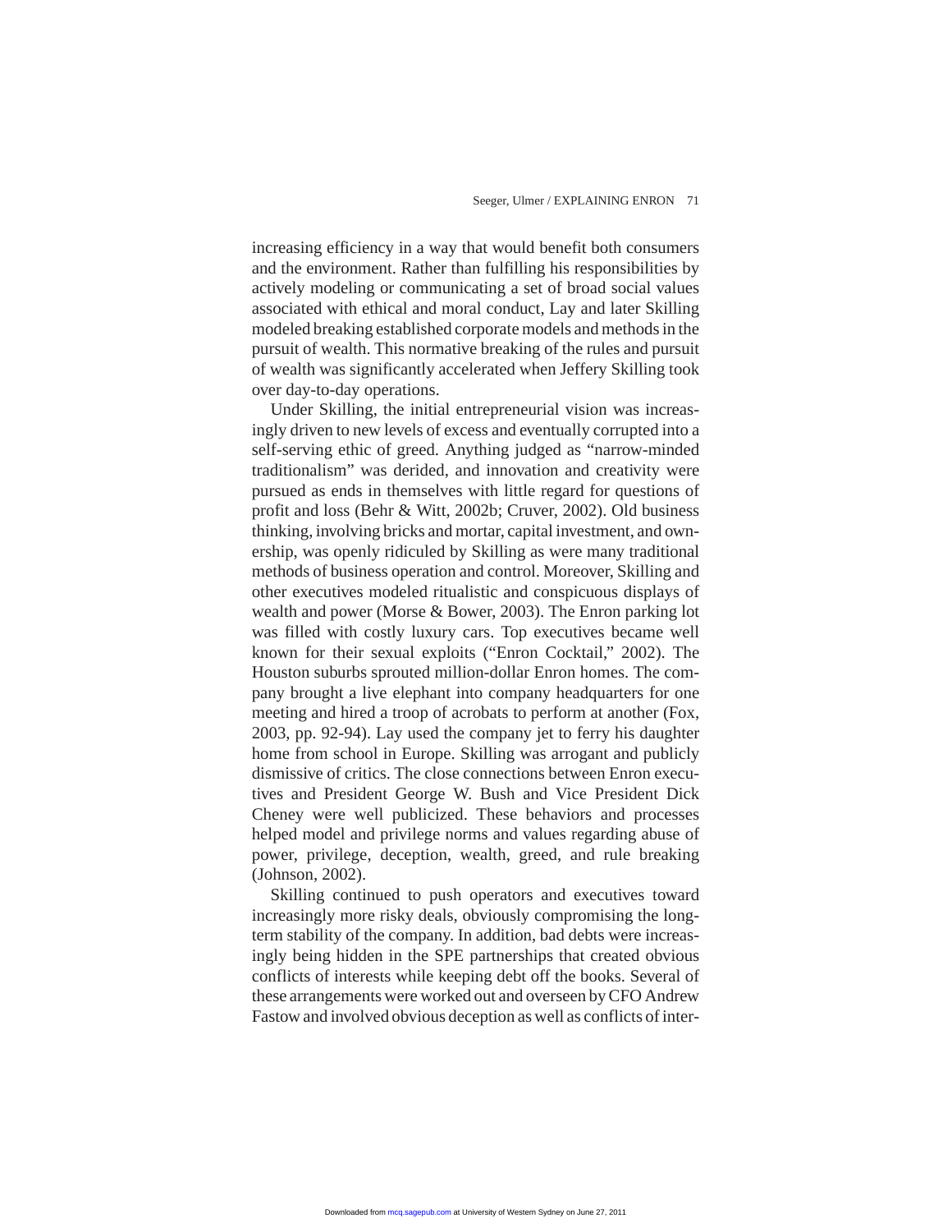increasing efficiency in a way that would benefit both consumers and the environment. Rather than fulfilling his responsibilities by actively modeling or communicating a set of broad social values associated with ethical and moral conduct, Lay and later Skilling modeled breaking established corporate models and methods in the pursuit of wealth. This normative breaking of the rules and pursuit of wealth was significantly accelerated when Jeffery Skilling took over day-to-day operations.

Under Skilling, the initial entrepreneurial vision was increasingly driven to new levels of excess and eventually corrupted into a self-serving ethic of greed. Anything judged as "narrow-minded traditionalism" was derided, and innovation and creativity were pursued as ends in themselves with little regard for questions of profit and loss (Behr & Witt, 2002b; Cruver, 2002). Old business thinking, involving bricks and mortar, capital investment, and ownership, was openly ridiculed by Skilling as were many traditional methods of business operation and control. Moreover, Skilling and other executives modeled ritualistic and conspicuous displays of wealth and power (Morse & Bower, 2003). The Enron parking lot was filled with costly luxury cars. Top executives became well known for their sexual exploits ("Enron Cocktail," 2002). The Houston suburbs sprouted million-dollar Enron homes. The company brought a live elephant into company headquarters for one meeting and hired a troop of acrobats to perform at another (Fox, 2003, pp. 92-94). Lay used the company jet to ferry his daughter home from school in Europe. Skilling was arrogant and publicly dismissive of critics. The close connections between Enron executives and President George W. Bush and Vice President Dick Cheney were well publicized. These behaviors and processes helped model and privilege norms and values regarding abuse of power, privilege, deception, wealth, greed, and rule breaking (Johnson, 2002).

Skilling continued to push operators and executives toward increasingly more risky deals, obviously compromising the long-term stability of the company. In addition, bad debts were increasingly being hidden in the SPE partnerships that created obvious conflicts of interests while keeping debt off the books. Several of these arrangements were worked out and overseen by CFO Andrew Fastow and involved obvious deception as well as conflicts of inter-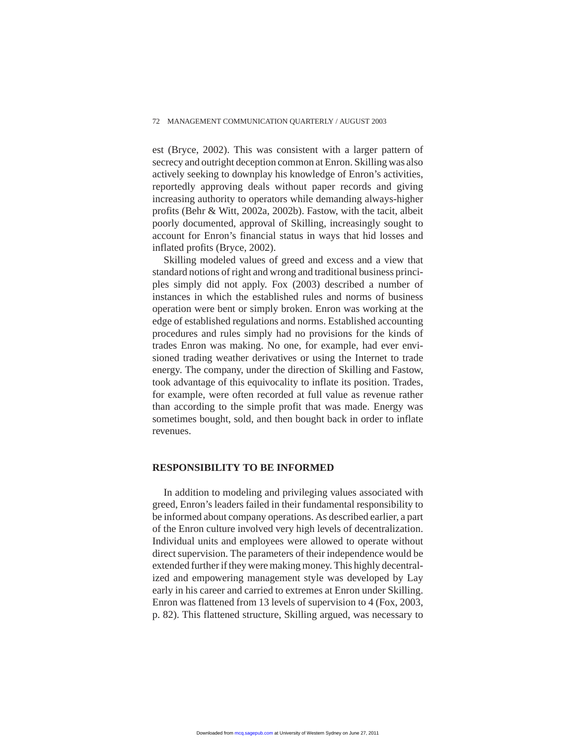est (Bryce, 2002). This was consistent with a larger pattern of secrecy and outright deception common at Enron. Skilling was also actively seeking to downplay his knowledge of Enron's activities, reportedly approving deals without paper records and giving increasing authority to operators while demanding always-higher profits (Behr & Witt, 2002a, 2002b). Fastow, with the tacit, albeit poorly documented, approval of Skilling, increasingly sought to account for Enron's financial status in ways that hid losses and inflated profits (Bryce, 2002).

Skilling modeled values of greed and excess and a view that standard notions of right and wrong and traditional business principles simply did not apply. Fox (2003) described a number of instances in which the established rules and norms of business operation were bent or simply broken. Enron was working at the edge of established regulations and norms. Established accounting procedures and rules simply had no provisions for the kinds of trades Enron was making. No one, for example, had ever envisioned trading weather derivatives or using the Internet to trade energy. The company, under the direction of Skilling and Fastow, took advantage of this equivocality to inflate its position. Trades, for example, were often recorded at full value as revenue rather than according to the simple profit that was made. Energy was sometimes bought, sold, and then bought back in order to inflate revenues.

## RESPONSIBILITY TO BE INFORMED

In addition to modeling and privileging values associated with greed, Enron's leaders failed in their fundamental responsibility to be informed about company operations. As described earlier, a part of the Enron culture involved very high levels of decentralization. Individual units and employees were allowed to operate without direct supervision. The parameters of their independence would be extended further if they were making money. This highly decentralized and empowering management style was developed by Lay early in his career and carried to extremes at Enron under Skilling. Enron was flattened from 13 levels of supervision to 4 (Fox, 2003, p. 82). This flattened structure, Skilling argued, was necessary to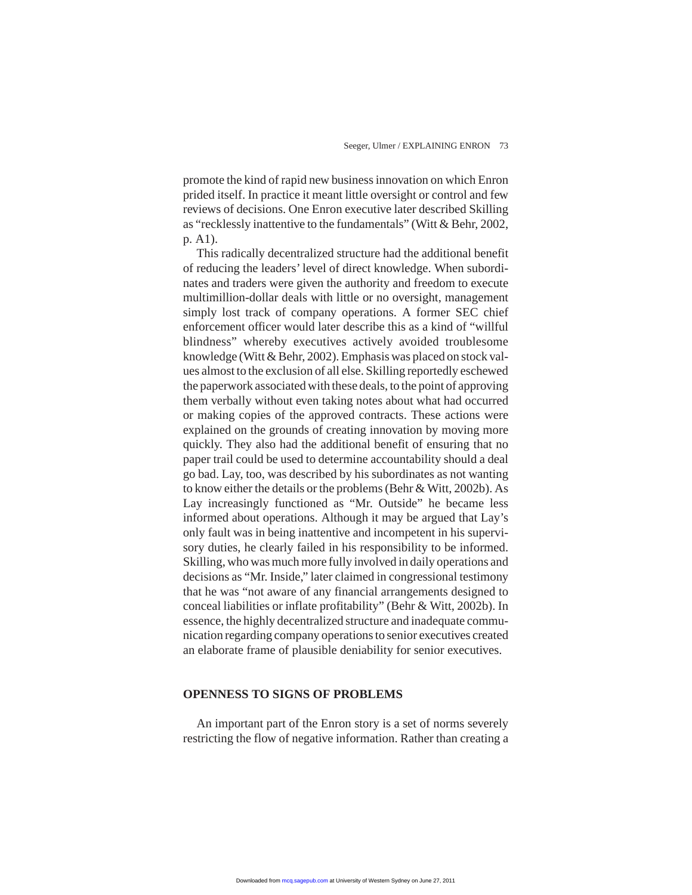promote the kind of rapid new business innovation on which Enron prided itself. In practice it meant little oversight or control and few reviews of decisions. One Enron executive later described Skilling as "recklessly inattentive to the fundamentals" (Witt & Behr, 2002, p. A1).

This radically decentralized structure had the additional benefit of reducing the leaders' level of direct knowledge. When subordinates and traders were given the authority and freedom to execute multimillion-dollar deals with little or no oversight, management simply lost track of company operations. A former SEC chief enforcement officer would later describe this as a kind of "willful blindness" whereby executives actively avoided troublesome knowledge (Witt & Behr, 2002). Emphasis was placed on stock values almost to the exclusion of all else. Skilling reportedly eschewed the paperwork associated with these deals, to the point of approving them verbally without even taking notes about what had occurred or making copies of the approved contracts. These actions were explained on the grounds of creating innovation by moving more quickly. They also had the additional benefit of ensuring that no paper trail could be used to determine accountability should a deal go bad. Lay, too, was described by his subordinates as not wanting to know either the details or the problems (Behr & Witt, 2002b). As Lay increasingly functioned as "Mr. Outside" he became less informed about operations. Although it may be argued that Lay's only fault was in being inattentive and incompetent in his supervisory duties, he clearly failed in his responsibility to be informed. Skilling, who was much more fully involved in daily operations and decisions as "Mr. Inside," later claimed in congressional testimony that he was "not aware of any financial arrangements designed to conceal liabilities or inflate profitability" (Behr & Witt, 2002b). In essence, the highly decentralized structure and inadequate communication regarding company operations to senior executives created an elaborate frame of plausible deniability for senior executives.

## OPENNESS TO SIGNS OF PROBLEMS

An important part of the Enron story is a set of norms severely restricting the flow of negative information. Rather than creating a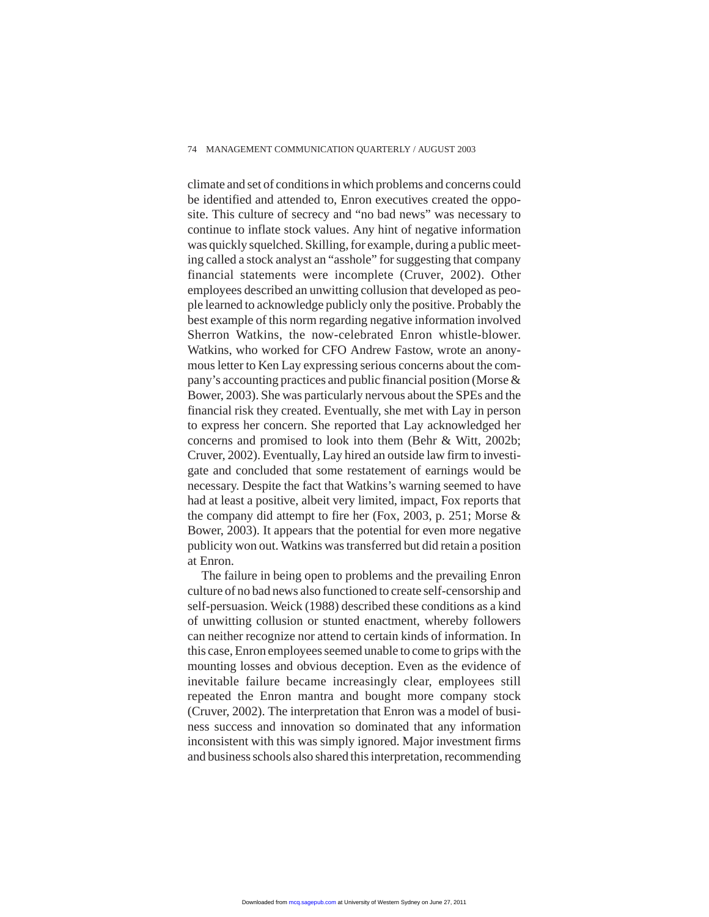climate and set of conditions in which problems and concerns could be identified and attended to, Enron executives created the opposite. This culture of secrecy and "no bad news" was necessary to continue to inflate stock values. Any hint of negative information was quickly squelched. Skilling, for example, during a public meeting called a stock analyst an "asshole" for suggesting that company financial statements were incomplete (Cruver, 2002). Other employees described an unwitting collusion that developed as people learned to acknowledge publicly only the positive. Probably the best example of this norm regarding negative information involved Sherron Watkins, the now-celebrated Enron whistle-blower. Watkins, who worked for CFO Andrew Fastow, wrote an anonymous letter to Ken Lay expressing serious concerns about the company's accounting practices and public financial position (Morse & Bower, 2003). She was particularly nervous about the SPEs and the financial risk they created. Eventually, she met with Lay in person to express her concern. She reported that Lay acknowledged her concerns and promised to look into them (Behr & Witt, 2002b; Cruver, 2002). Eventually, Lay hired an outside law firm to investigate and concluded that some restatement of earnings would be necessary. Despite the fact that Watkins's warning seemed to have had at least a positive, albeit very limited, impact, Fox reports that the company did attempt to fire her (Fox, 2003, p. 251; Morse & Bower, 2003). It appears that the potential for even more negative publicity won out. Watkins was transferred but did retain a position at Enron.

The failure in being open to problems and the prevailing Enron culture of no bad news also functioned to create self-censorship and self-persuasion. Weick (1988) described these conditions as a kind of unwitting collusion or stunted enactment, whereby followers can neither recognize nor attend to certain kinds of information. In this case, Enron employees seemed unable to come to grips with the mounting losses and obvious deception. Even as the evidence of inevitable failure became increasingly clear, employees still repeated the Enron mantra and bought more company stock (Cruver, 2002). The interpretation that Enron was a model of business success and innovation so dominated that any information inconsistent with this was simply ignored. Major investment firms and business schools also shared this interpretation, recommending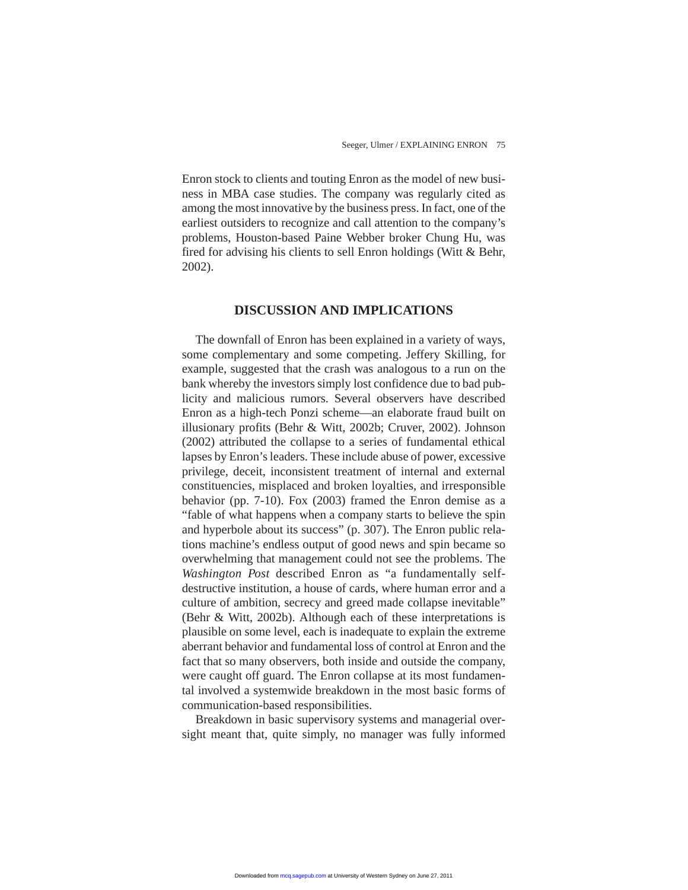Enron stock to clients and touting Enron as the model of new business in MBA case studies. The company was regularly cited as among the most innovative by the business press. In fact, one of the earliest outsiders to recognize and call attention to the company's problems, Houston-based Paine Webber broker Chung Hu, was fired for advising his clients to sell Enron holdings (Witt & Behr, 2002).

## DISCUSSION AND IMPLICATIONS

The downfall of Enron has been explained in a variety of ways, some complementary and some competing. Jeffery Skilling, for example, suggested that the crash was analogous to a run on the bank whereby the investors simply lost confidence due to bad publicity and malicious rumors. Several observers have described Enron as a high-tech Ponzi scheme—an elaborate fraud built on illusionary profits (Behr & Witt, 2002b; Cruver, 2002). Johnson (2002) attributed the collapse to a series of fundamental ethical lapses by Enron's leaders. These include abuse of power, excessive privilege, deceit, inconsistent treatment of internal and external constituencies, misplaced and broken loyalties, and irresponsible behavior (pp. 7-10). Fox (2003) framed the Enron demise as a "fable of what happens when a company starts to believe the spin and hyperbole about its success" (p. 307). The Enron public relations machine's endless output of good news and spin became so overwhelming that management could not see the problems. The *Washington Post* described Enron as "a fundamentally self-destructive institution, a house of cards, where human error and a culture of ambition, secrecy and greed made collapse inevitable" (Behr & Witt, 2002b). Although each of these interpretations is plausible on some level, each is inadequate to explain the extreme aberrant behavior and fundamental loss of control at Enron and the fact that so many observers, both inside and outside the company, were caught off guard. The Enron collapse at its most fundamental involved a systemwide breakdown in the most basic forms of communication-based responsibilities.

Breakdown in basic supervisory systems and managerial oversight meant that, quite simply, no manager was fully informed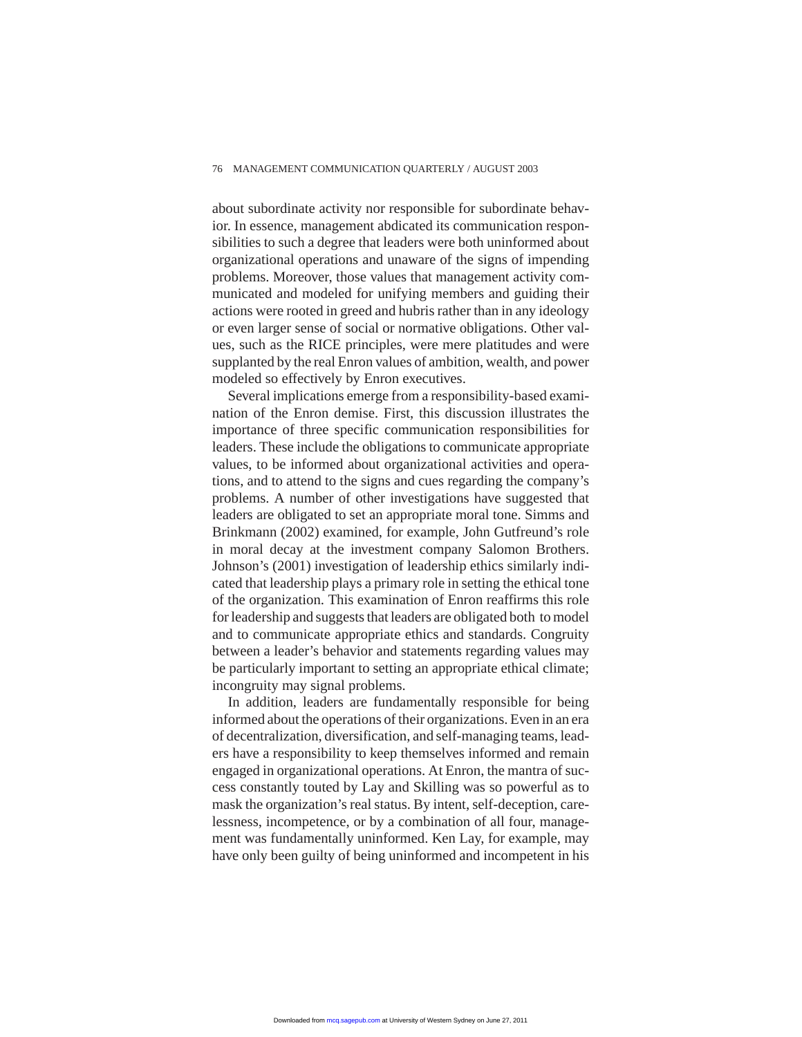about subordinate activity nor responsible for subordinate behavior. In essence, management abdicated its communication responsibilities to such a degree that leaders were both uninformed about organizational operations and unaware of the signs of impending problems. Moreover, those values that management activity communicated and modeled for unifying members and guiding their actions were rooted in greed and hubris rather than in any ideology or even larger sense of social or normative obligations. Other values, such as the RICE principles, were mere platitudes and were supplanted by the real Enron values of ambition, wealth, and power modeled so effectively by Enron executives.

Several implications emerge from a responsibility-based examination of the Enron demise. First, this discussion illustrates the importance of three specific communication responsibilities for leaders. These include the obligations to communicate appropriate values, to be informed about organizational activities and operations, and to attend to the signs and cues regarding the company's problems. A number of other investigations have suggested that leaders are obligated to set an appropriate moral tone. Simms and Brinkmann (2002) examined, for example, John Gutfreund's role in moral decay at the investment company Salomon Brothers. Johnson's (2001) investigation of leadership ethics similarly indicated that leadership plays a primary role in setting the ethical tone of the organization. This examination of Enron reaffirms this role for leadership and suggests that leaders are obligated both to model and to communicate appropriate ethics and standards. Congruity between a leader's behavior and statements regarding values may be particularly important to setting an appropriate ethical climate; incongruity may signal problems.

In addition, leaders are fundamentally responsible for being informed about the operations of their organizations. Even in an era of decentralization, diversification, and self-managing teams, leaders have a responsibility to keep themselves informed and remain engaged in organizational operations. At Enron, the mantra of success constantly touted by Lay and Skilling was so powerful as to mask the organization's real status. By intent, self-deception, carelessness, incompetence, or by a combination of all four, management was fundamentally uninformed. Ken Lay, for example, may have only been guilty of being uninformed and incompetent in his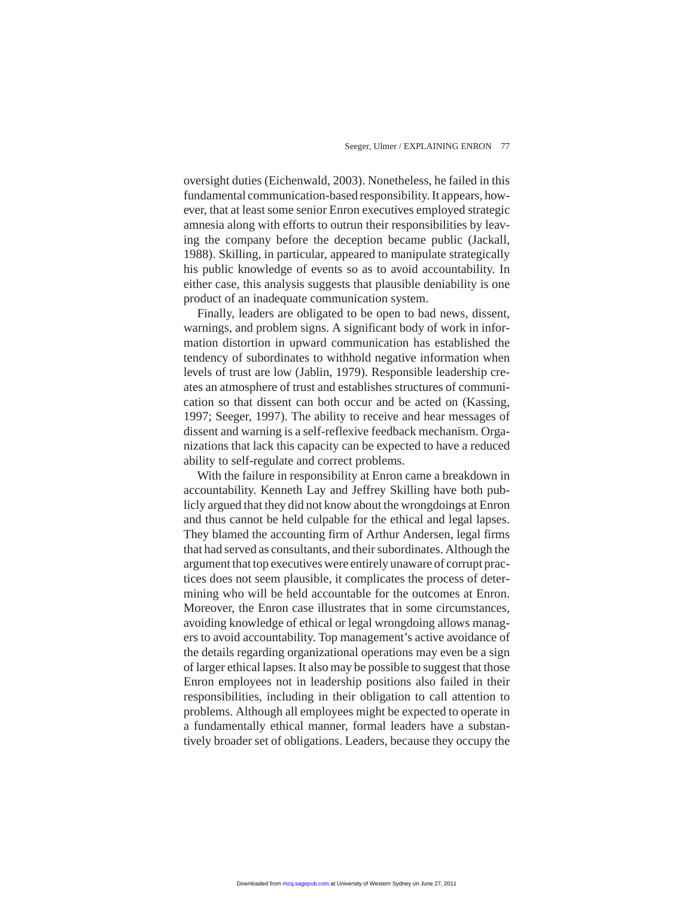oversight duties (Eichenwald, 2003). Nonetheless, he failed in this fundamental communication-based responsibility. It appears, however, that at least some senior Enron executives employed strategic amnesia along with efforts to outrun their responsibilities by leaving the company before the deception became public (Jackall, 1988). Skilling, in particular, appeared to manipulate strategically his public knowledge of events so as to avoid accountability. In either case, this analysis suggests that plausible deniability is one product of an inadequate communication system.

Finally, leaders are obligated to be open to bad news, dissent, warnings, and problem signs. A significant body of work in information distortion in upward communication has established the tendency of subordinates to withhold negative information when levels of trust are low (Jablin, 1979). Responsible leadership creates an atmosphere of trust and establishes structures of communication so that dissent can both occur and be acted on (Kassing, 1997; Seeger, 1997). The ability to receive and hear messages of dissent and warning is a self-reflexive feedback mechanism. Organizations that lack this capacity can be expected to have a reduced ability to self-regulate and correct problems.

With the failure in responsibility at Enron came a breakdown in accountability. Kenneth Lay and Jeffrey Skilling have both publicly argued that they did not know about the wrongdoings at Enron and thus cannot be held culpable for the ethical and legal lapses. They blamed the accounting firm of Arthur Andersen, legal firms that had served as consultants, and their subordinates. Although the argument that top executives were entirely unaware of corrupt practices does not seem plausible, it complicates the process of determining who will be held accountable for the outcomes at Enron. Moreover, the Enron case illustrates that in some circumstances, avoiding knowledge of ethical or legal wrongdoing allows managers to avoid accountability. Top management's active avoidance of the details regarding organizational operations may even be a sign of larger ethical lapses. It also may be possible to suggest that those Enron employees not in leadership positions also failed in their responsibilities, including in their obligation to call attention to problems. Although all employees might be expected to operate in a fundamentally ethical manner, formal leaders have a substantively broader set of obligations. Leaders, because they occupy the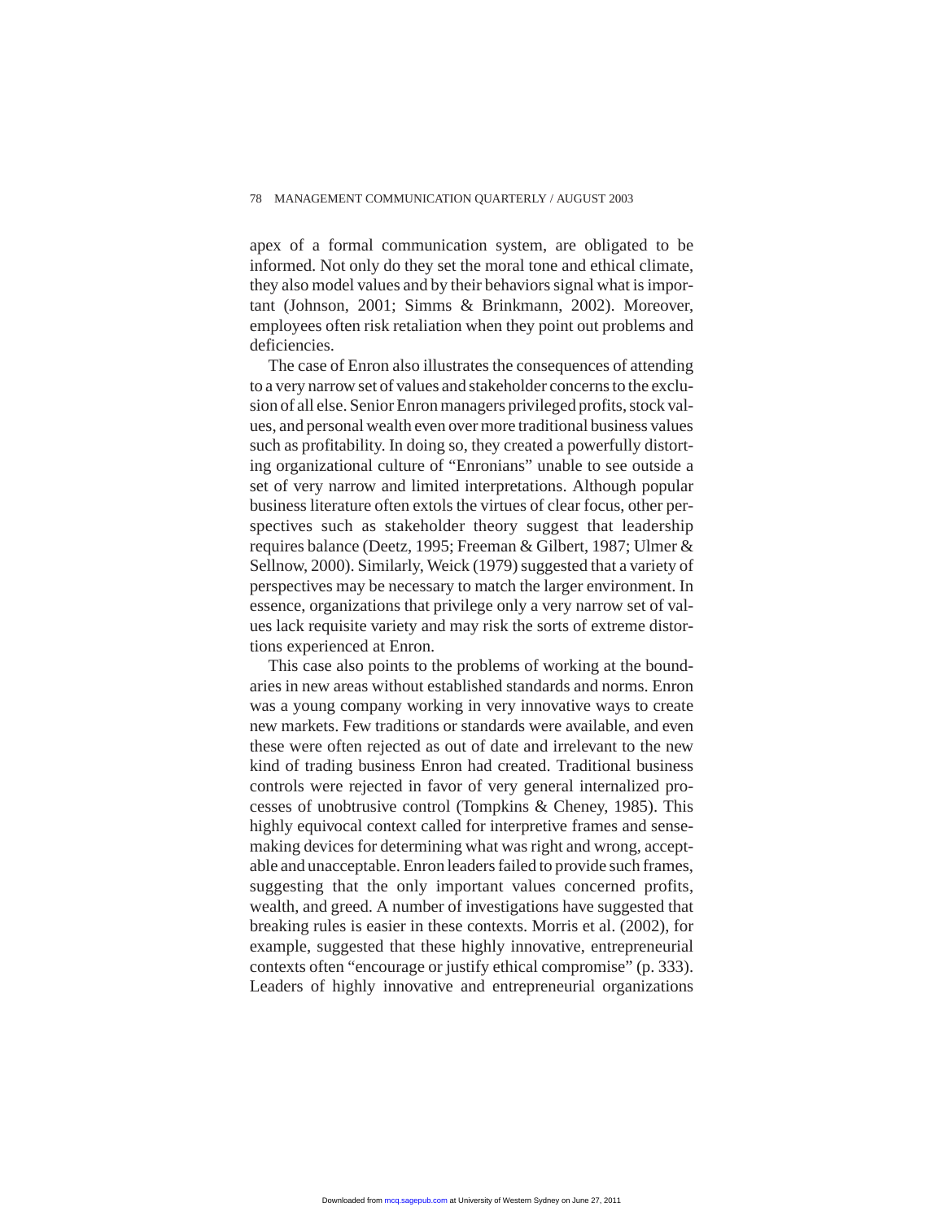apex of a formal communication system, are obligated to be informed. Not only do they set the moral tone and ethical climate, they also model values and by their behaviors signal what is important (Johnson, 2001; Simms & Brinkmann, 2002). Moreover, employees often risk retaliation when they point out problems and deficiencies.

The case of Enron also illustrates the consequences of attending to a very narrow set of values and stakeholder concerns to the exclusion of all else. Senior Enron managers privileged profits, stock values, and personal wealth even over more traditional business values such as profitability. In doing so, they created a powerfully distorting organizational culture of "Enronians" unable to see outside a set of very narrow and limited interpretations. Although popular business literature often extols the virtues of clear focus, other perspectives such as stakeholder theory suggest that leadership requires balance (Deetz, 1995; Freeman & Gilbert, 1987; Ulmer & Sellnow, 2000). Similarly, Weick (1979) suggested that a variety of perspectives may be necessary to match the larger environment. In essence, organizations that privilege only a very narrow set of values lack requisite variety and may risk the sorts of extreme distortions experienced at Enron.

This case also points to the problems of working at the boundaries in new areas without established standards and norms. Enron was a young company working in very innovative ways to create new markets. Few traditions or standards were available, and even these were often rejected as out of date and irrelevant to the new kind of trading business Enron had created. Traditional business controls were rejected in favor of very general internalized processes of unobtrusive control (Tompkins & Cheney, 1985). This highly equivocal context called for interpretive frames and sensemaking devices for determining what was right and wrong, acceptable and unacceptable. Enron leaders failed to provide such frames, suggesting that the only important values concerned profits, wealth, and greed. A number of investigations have suggested that breaking rules is easier in these contexts. Morris et al. (2002), for example, suggested that these highly innovative, entrepreneurial contexts often "encourage or justify ethical compromise" (p. 333). Leaders of highly innovative and entrepreneurial organizations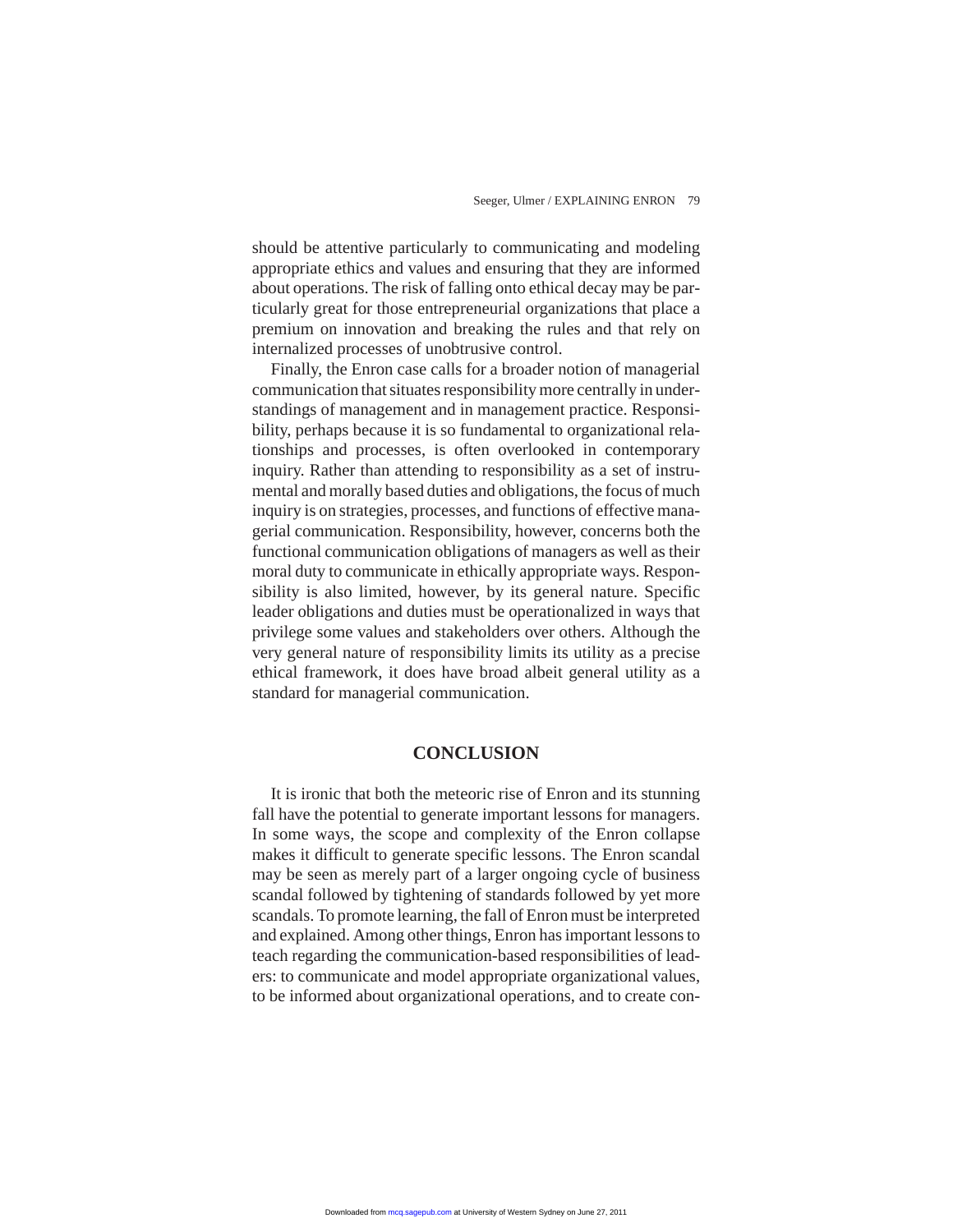should be attentive particularly to communicating and modeling appropriate ethics and values and ensuring that they are informed about operations. The risk of falling onto ethical decay may be particularly great for those entrepreneurial organizations that place a premium on innovation and breaking the rules and that rely on internalized processes of unobtrusive control.

Finally, the Enron case calls for a broader notion of managerial communication that situates responsibility more centrally in understandings of management and in management practice. Responsibility, perhaps because it is so fundamental to organizational relationships and processes, is often overlooked in contemporary inquiry. Rather than attending to responsibility as a set of instrumental and morally based duties and obligations, the focus of much inquiry is on strategies, processes, and functions of effective managerial communication. Responsibility, however, concerns both the functional communication obligations of managers as well as their moral duty to communicate in ethically appropriate ways. Responsibility is also limited, however, by its general nature. Specific leader obligations and duties must be operationalized in ways that privilege some values and stakeholders over others. Although the very general nature of responsibility limits its utility as a precise ethical framework, it does have broad albeit general utility as a standard for managerial communication.

## CONCLUSION

It is ironic that both the meteoric rise of Enron and its stunning fall have the potential to generate important lessons for managers. In some ways, the scope and complexity of the Enron collapse makes it difficult to generate specific lessons. The Enron scandal may be seen as merely part of a larger ongoing cycle of business scandal followed by tightening of standards followed by yet more scandals. To promote learning, the fall of Enron must be interpreted and explained. Among other things, Enron has important lessons to teach regarding the communication-based responsibilities of leaders: to communicate and model appropriate organizational values, to be informed about organizational operations, and to create con-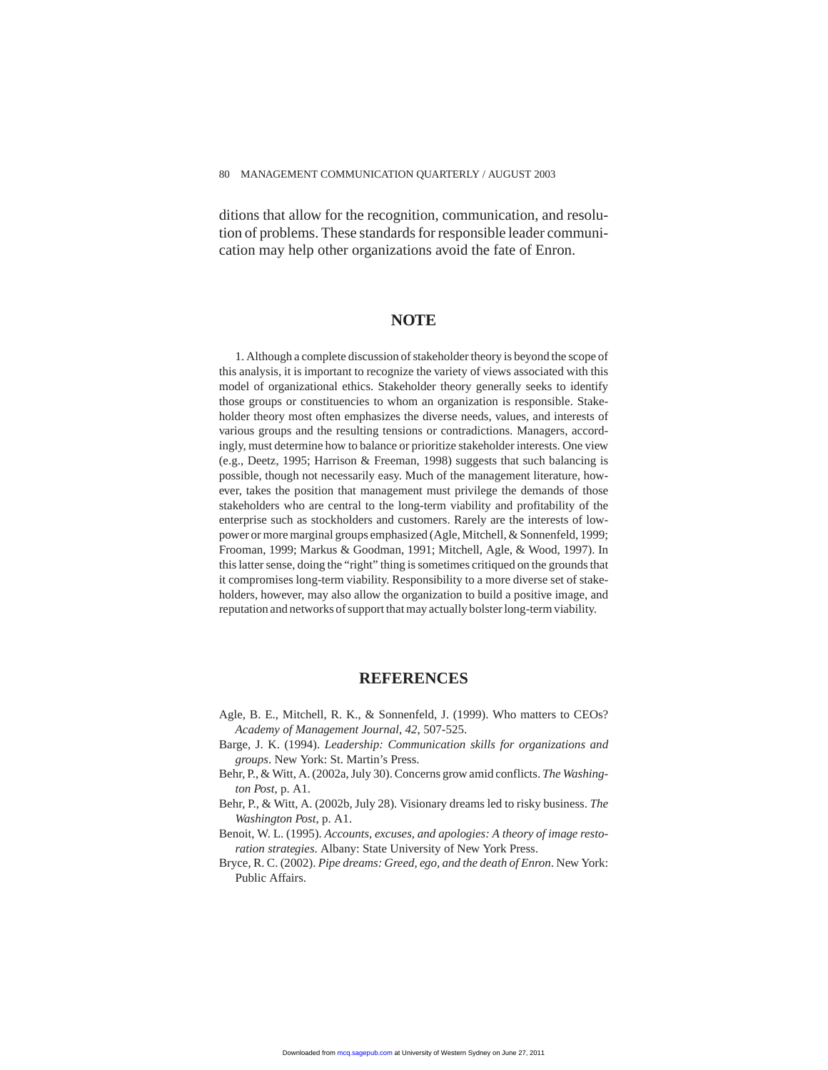ditions that allow for the recognition, communication, and resolution of problems. These standards for responsible leader communication may help other organizations avoid the fate of Enron.

## NOTE

1. Although a complete discussion of stakeholder theory is beyond the scope of this analysis, it is important to recognize the variety of views associated with this model of organizational ethics. Stakeholder theory generally seeks to identify those groups or constituencies to whom an organization is responsible. Stakeholder theory most often emphasizes the diverse needs, values, and interests of various groups and the resulting tensions or contradictions. Managers, accordingly, must determine how to balance or prioritize stakeholder interests. One view (e.g., Deetz, 1995; Harrison & Freeman, 1998) suggests that such balancing is possible, though not necessarily easy. Much of the management literature, however, takes the position that management must privilege the demands of those stakeholders who are central to the long-term viability and profitability of the enterprise such as stockholders and customers. Rarely are the interests of low-power or more marginal groups emphasized (Agle, Mitchell, & Sonnenfeld, 1999; Frooman, 1999; Markus & Goodman, 1991; Mitchell, Agle, & Wood, 1997). In this latter sense, doing the "right" thing is sometimes critiqued on the grounds that it compromises long-term viability. Responsibility to a more diverse set of stakeholders, however, may also allow the organization to build a positive image, and reputation and networks of support that may actually bolster long-term viability.

## REFERENCES

Agle, B. E., Mitchell, R. K., & Sonnenfeld, J. (1999). Who matters to CEOs? *Academy of Management Journal*, *42*, 507-525.

Barge, J. K. (1994). *Leadership: Communication skills for organizations and groups*. New York: St. Martin's Press.

Behr, P., & Witt, A. (2002a, July 30). Concerns grow amid conflicts. *The Washington Post*, p. A1.

Behr, P., & Witt, A. (2002b, July 28). Visionary dreams led to risky business. *The Washington Post*, p. A1.

Benoit, W. L. (1995). *Accounts, excuses, and apologies: A theory of image restoration strategies*. Albany: State University of New York Press.

Bryce, R. C. (2002). *Pipe dreams: Greed, ego, and the death of Enron*. New York: Public Affairs.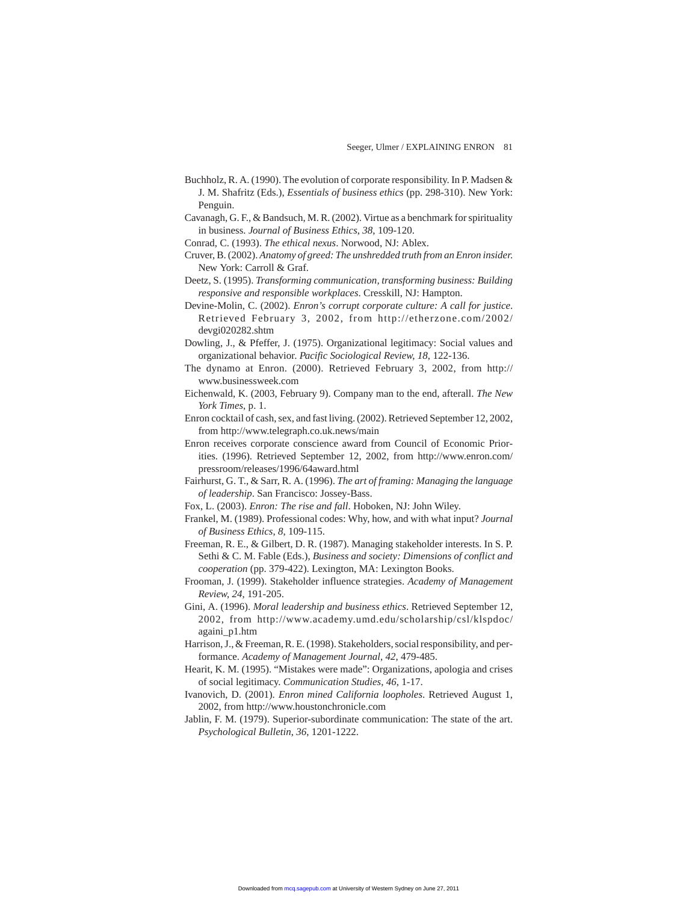Buchholz, R. A. (1990). The evolution of corporate responsibility. In P. Madsen & J. M. Shafritz (Eds.), *Essentials of business ethics* (pp. 298-310). New York: Penguin.

Cavanagh, G. F., & Bandsuch, M. R. (2002). Virtue as a benchmark for spirituality in business. *Journal of Business Ethics*, *38*, 109-120.

Conrad, C. (1993). *The ethical nexus*. Norwood, NJ: Ablex.

Cruver, B. (2002). *Anatomy of greed: The unshredded truth from an Enron insider.* New York: Carroll & Graf.

Deetz, S. (1995). *Transforming communication, transforming business: Building responsive and responsible workplaces*. Cresskill, NJ: Hampton.

Devine-Molin, C. (2002). *Enron's corrupt corporate culture: A call for justice*. Retrieved February 3, 2002, from http://etherzone.com/2002/devgi020282.shtm

Dowling, J., & Pfeffer, J. (1975). Organizational legitimacy: Social values and organizational behavior. *Pacific Sociological Review, 18*, 122-136.

The dynamo at Enron. (2000). Retrieved February 3, 2002, from http://www.businessweek.com

Eichenwald, K. (2003, February 9). Company man to the end, afterall. *The New York Times*, p. 1.

Enron cocktail of cash, sex, and fast living. (2002). Retrieved September 12, 2002, from http://www.telegraph.co.uk.news/main

Enron receives corporate conscience award from Council of Economic Priorities. (1996). Retrieved September 12, 2002, from http://www.enron.com/pressroom/releases/1996/64award.html

Fairhurst, G. T., & Sarr, R. A. (1996). *The art of framing: Managing the language of leadership*. San Francisco: Jossey-Bass.

Fox, L. (2003). *Enron: The rise and fall*. Hoboken, NJ: John Wiley.

Frankel, M. (1989). Professional codes: Why, how, and with what input? *Journal of Business Ethics*, *8*, 109-115.

Freeman, R. E., & Gilbert, D. R. (1987). Managing stakeholder interests. In S. P. Sethi & C. M. Fable (Eds.), *Business and society: Dimensions of conflict and cooperation* (pp. 379-422). Lexington, MA: Lexington Books.

Frooman, J. (1999). Stakeholder influence strategies. *Academy of Management Review*, *24*, 191-205.

Gini, A. (1996). *Moral leadership and business ethics*. Retrieved September 12, 2002, from http://www.academy.umd.edu/scholarship/csl/klspdoc/againi_p1.htm

Harrison, J., & Freeman, R. E. (1998). Stakeholders, social responsibility, and performance. *Academy of Management Journal*, *42*, 479-485.

Hearit, K. M. (1995). "Mistakes were made": Organizations, apologia and crises of social legitimacy. *Communication Studies*, *46*, 1-17.

Ivanovich, D. (2001). *Enron mined California loopholes*. Retrieved August 1, 2002, from http://www.houstonchronicle.com

Jablin, F. M. (1979). Superior-subordinate communication: The state of the art. *Psychological Bulletin*, *36*, 1201-1222.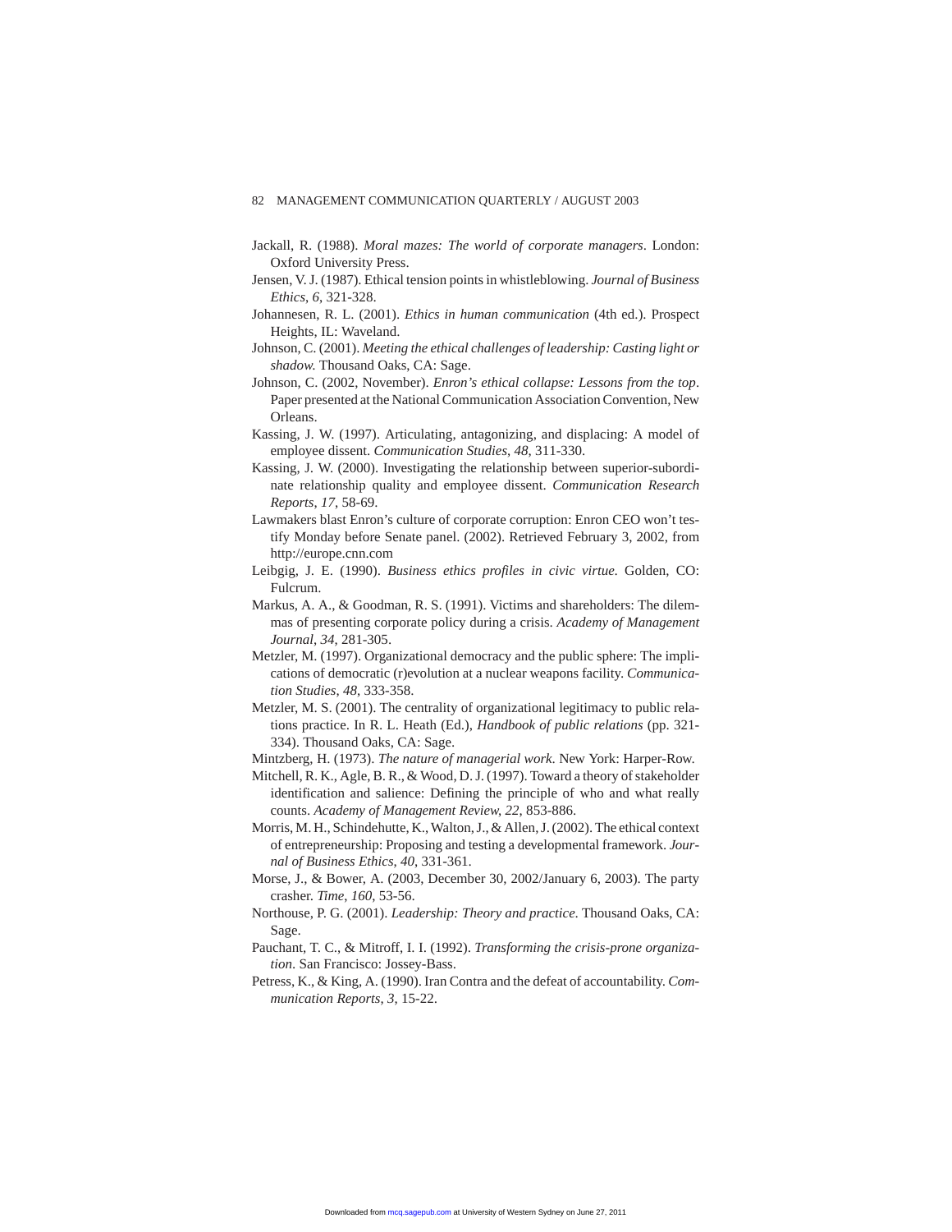Jackall, R. (1988). *Moral mazes: The world of corporate managers*. London: Oxford University Press.

Jensen, V. J. (1987). Ethical tension points in whistleblowing. *Journal of Business Ethics*, *6*, 321-328.

Johannesen, R. L. (2001). *Ethics in human communication* (4th ed.). Prospect Heights, IL: Waveland.

Johnson, C. (2001). *Meeting the ethical challenges of leadership: Casting light or shadow.* Thousand Oaks, CA: Sage.

Johnson, C. (2002, November). *Enron's ethical collapse: Lessons from the top*. Paper presented at the National Communication Association Convention, New Orleans.

Kassing, J. W. (1997). Articulating, antagonizing, and displacing: A model of employee dissent. *Communication Studies*, *48*, 311-330.

Kassing, J. W. (2000). Investigating the relationship between superior-subordinate relationship quality and employee dissent. *Communication Research Reports*, *17*, 58-69.

Lawmakers blast Enron's culture of corporate corruption: Enron CEO won't testify Monday before Senate panel. (2002). Retrieved February 3, 2002, from http://europe.cnn.com

Leibgig, J. E. (1990). *Business ethics profiles in civic virtue.* Golden, CO: Fulcrum.

Markus, A. A., & Goodman, R. S. (1991). Victims and shareholders: The dilemmas of presenting corporate policy during a crisis. *Academy of Management Journal*, *34*, 281-305.

Metzler, M. (1997). Organizational democracy and the public sphere: The implications of democratic (r)evolution at a nuclear weapons facility. *Communication Studies*, *48*, 333-358.

Metzler, M. S. (2001). The centrality of organizational legitimacy to public relations practice. In R. L. Heath (Ed.), *Handbook of public relations* (pp. 321-334). Thousand Oaks, CA: Sage.

Mintzberg, H. (1973). *The nature of managerial work.* New York: Harper-Row.

Mitchell, R. K., Agle, B. R., & Wood, D. J. (1997). Toward a theory of stakeholder identification and salience: Defining the principle of who and what really counts. *Academy of Management Review, 22*, 853-886.

Morris, M. H., Schindehutte, K., Walton, J., & Allen, J. (2002). The ethical context of entrepreneurship: Proposing and testing a developmental framework. *Journal of Business Ethics*, *40*, 331-361.

Morse, J., & Bower, A. (2003, December 30, 2002/January 6, 2003). The party crasher. *Time*, *160*, 53-56.

Northouse, P. G. (2001). *Leadership: Theory and practice.* Thousand Oaks, CA: Sage.

Pauchant, T. C., & Mitroff, I. I. (1992). *Transforming the crisis-prone organization*. San Francisco: Jossey-Bass.

Petress, K., & King, A. (1990). Iran Contra and the defeat of accountability. *Communication Reports*, *3*, 15-22.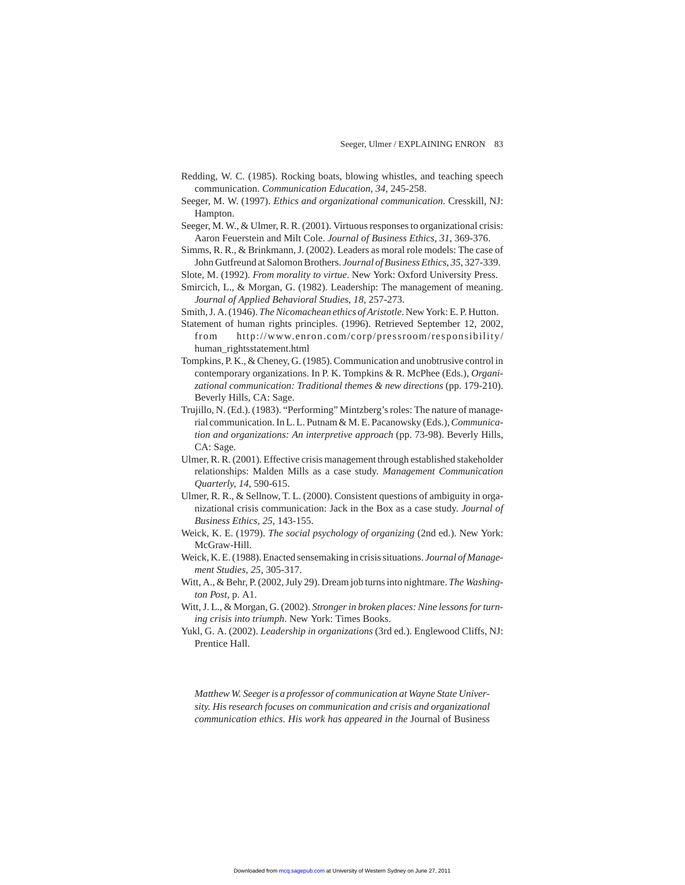Redding, W. C. (1985). Rocking boats, blowing whistles, and teaching speech communication. *Communication Education*, *34*, 245-258.

Seeger, M. W. (1997). *Ethics and organizational communication*. Cresskill, NJ: Hampton.

Seeger, M. W., & Ulmer, R. R. (2001). Virtuous responses to organizational crisis: Aaron Feuerstein and Milt Cole. *Journal of Business Ethics*, *31*, 369-376.

Simms, R. R., & Brinkmann, J. (2002). Leaders as moral role models: The case of John Gutfreund at Salomon Brothers. *Journal of Business Ethics*, *35*, 327-339.

Slote, M. (1992). *From morality to virtue*. New York: Oxford University Press.

Smircich, L., & Morgan, G. (1982). Leadership: The management of meaning. *Journal of Applied Behavioral Studies*, *18*, 257-273.

Smith, J. A. (1946). *The Nicomachean ethics of Aristotle*. New York: E. P. Hutton.

Statement of human rights principles. (1996). Retrieved September 12, 2002, from http://www.enron.com/corp/pressroom/responsibility/human_rightsstatement.html

Tompkins, P. K., & Cheney, G. (1985). Communication and unobtrusive control in contemporary organizations. In P. K. Tompkins & R. McPhee (Eds.), *Organizational communication: Traditional themes & new directions* (pp. 179-210). Beverly Hills, CA: Sage.

Trujillo, N. (Ed.). (1983). "Performing" Mintzberg's roles: The nature of managerial communication. In L. L. Putnam & M. E. Pacanowsky (Eds.), *Communication and organizations: An interpretive approach* (pp. 73-98). Beverly Hills, CA: Sage.

Ulmer, R. R. (2001). Effective crisis management through established stakeholder relationships: Malden Mills as a case study. *Management Communication Quarterly, 14*, 590-615.

Ulmer, R. R., & Sellnow, T. L. (2000). Consistent questions of ambiguity in organizational crisis communication: Jack in the Box as a case study. *Journal of Business Ethics*, *25*, 143-155.

Weick, K. E. (1979). *The social psychology of organizing* (2nd ed.). New York: McGraw-Hill.

Weick, K. E. (1988). Enacted sensemaking in crisis situations. *Journal of Management Studies*, *25*, 305-317.

Witt, A., & Behr, P. (2002, July 29). Dream job turns into nightmare. *The Washington Post*, p. A1.

Witt, J. L., & Morgan, G. (2002). *Stronger in broken places: Nine lessons for turning crisis into triumph*. New York: Times Books.

Yukl, G. A. (2002). *Leadership in organizations* (3rd ed.). Englewood Cliffs, NJ: Prentice Hall.

*Matthew W. Seeger is a professor of communication at Wayne State University. His research focuses on communication and crisis and organizational communication ethics. His work has appeared in the* Journal of Business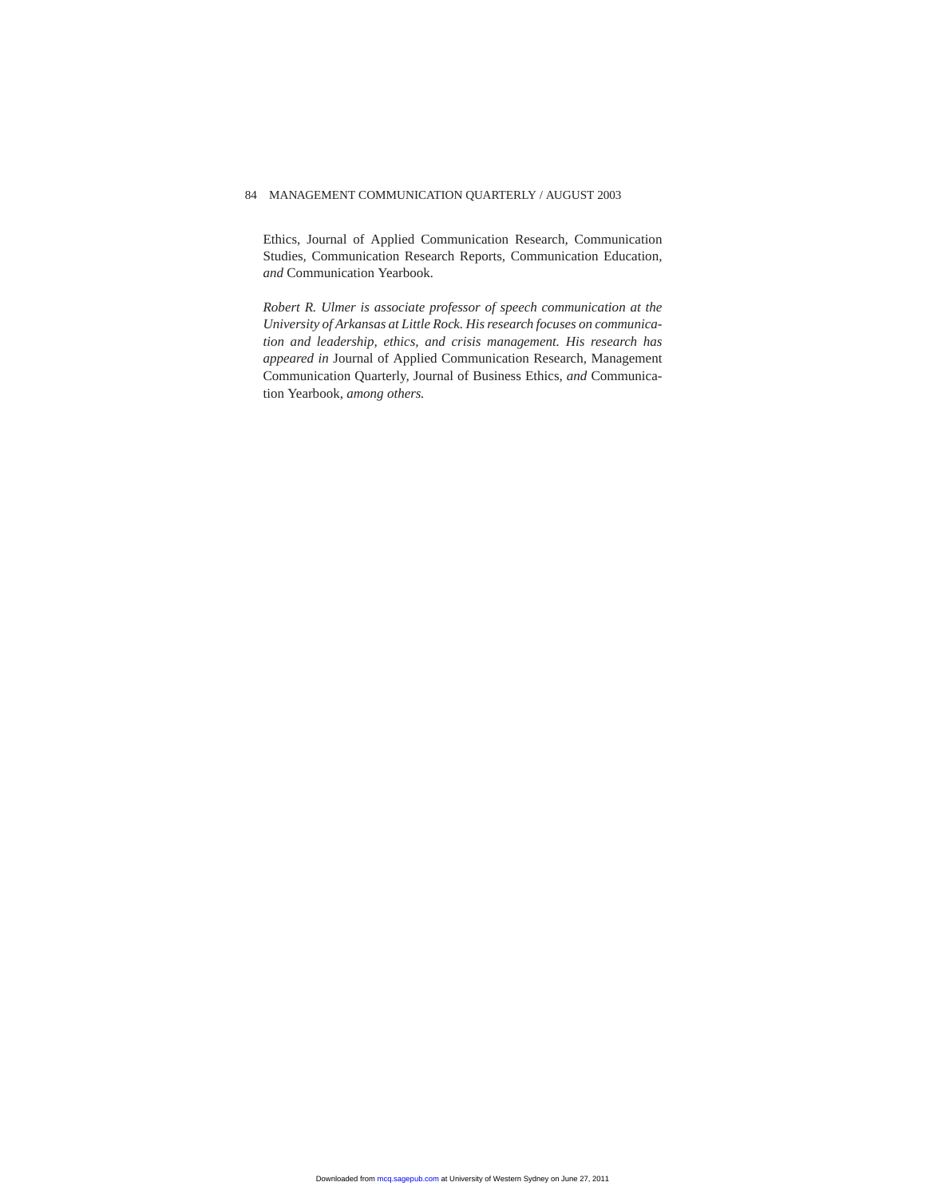Ethics, Journal of Applied Communication Research, Communication Studies, Communication Research Reports, Communication Education, *and* Communication Yearbook.

*Robert R. Ulmer is associate professor of speech communication at the University of Arkansas at Little Rock. His research focuses on communication and leadership, ethics, and crisis management. His research has appeared in* Journal of Applied Communication Research, Management Communication Quarterly, Journal of Business Ethics, *and* Communication Yearbook, *among others.*